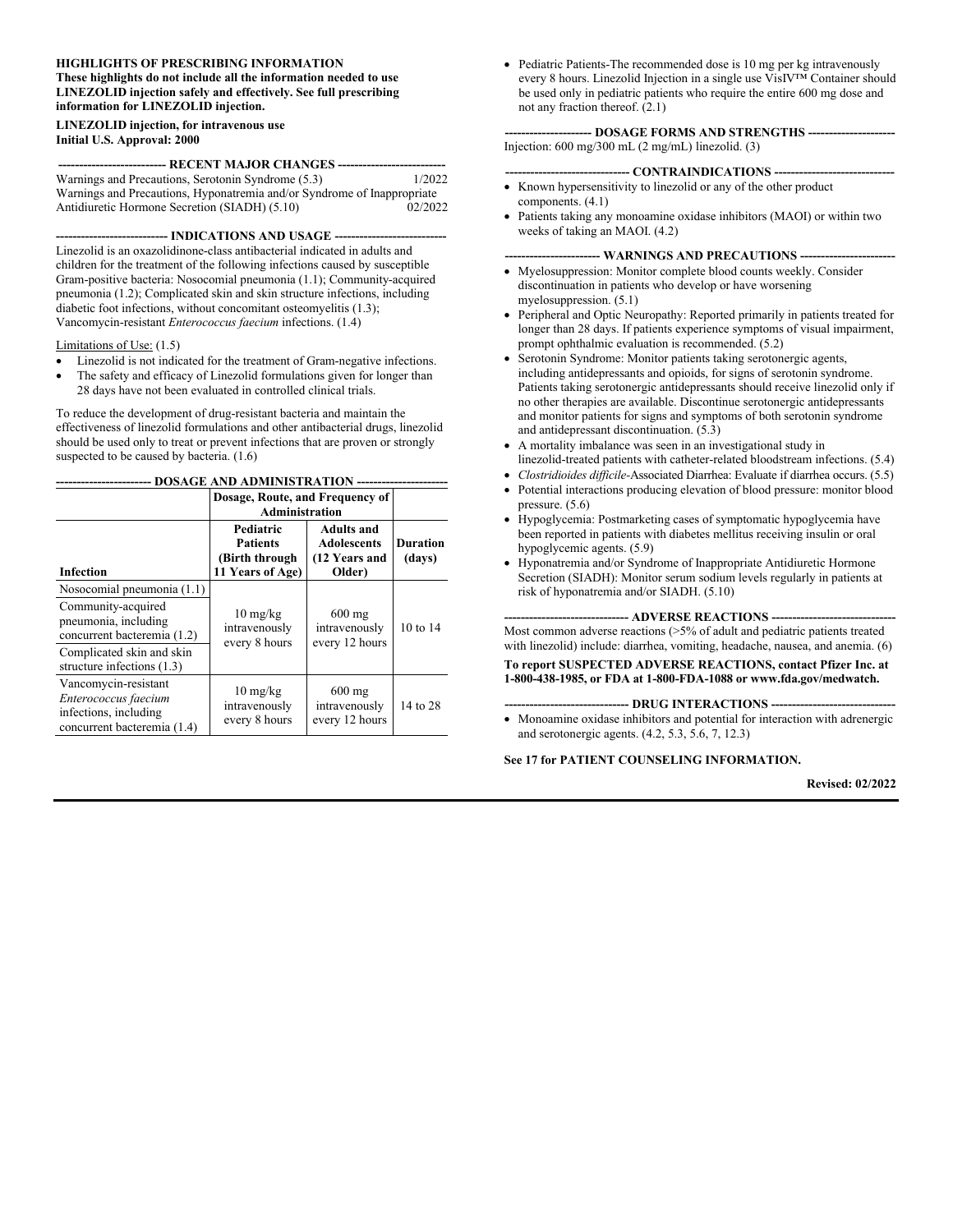**HIGHLIGHTS OF PRESCRIBING INFORMATION**
**These highlights do not include all the information needed to use LINEZOLID injection safely and effectively. See full prescribing information for LINEZOLID injection.**

**LINEZOLID injection, for intravenous use**
**Initial U.S. Approval: 2000**

## RECENT MAJOR CHANGES

Warnings and Precautions, Serotonin Syndrome (5.3) 1/2022
Warnings and Precautions, Hyponatremia and/or Syndrome of Inappropriate Antidiuretic Hormone Secretion (SIADH) (5.10) 02/2022

## INDICATIONS AND USAGE

Linezolid is an oxazolidinone-class antibacterial indicated in adults and children for the treatment of the following infections caused by susceptible Gram-positive bacteria: Nosocomial pneumonia (1.1); Community-acquired pneumonia (1.2); Complicated skin and skin structure infections, including diabetic foot infections, without concomitant osteomyelitis (1.3); Vancomycin-resistant *Enterococcus faecium* infections. (1.4)

Limitations of Use: (1.5)

- Linezolid is not indicated for the treatment of Gram-negative infections.
- The safety and efficacy of Linezolid formulations given for longer than 28 days have not been evaluated in controlled clinical trials.

To reduce the development of drug-resistant bacteria and maintain the effectiveness of linezolid formulations and other antibacterial drugs, linezolid should be used only to treat or prevent infections that are proven or strongly suspected to be caused by bacteria. (1.6)

## DOSAGE AND ADMINISTRATION

| | Dosage, Route, and Frequency of Administration | | |
|---|---|---|---|
| **Infection** | **Pediatric Patients (Birth through 11 Years of Age)** | **Adults and Adolescents (12 Years and Older)** | **Duration (days)** |
| Nosocomial pneumonia (1.1) | 10 mg/kg intravenously every 8 hours | 600 mg intravenously every 12 hours | 10 to 14 |
| Community-acquired pneumonia, including concurrent bacteremia (1.2) | | | |
| Complicated skin and skin structure infections (1.3) | | | |
| Vancomycin-resistant *Enterococcus faecium* infections, including concurrent bacteremia (1.4) | 10 mg/kg intravenously every 8 hours | 600 mg intravenously every 12 hours | 14 to 28 |

- Pediatric Patients-The recommended dose is 10 mg per kg intravenously every 8 hours. Linezolid Injection in a single use VisIV™ Container should be used only in pediatric patients who require the entire 600 mg dose and not any fraction thereof. (2.1)

## DOSAGE FORMS AND STRENGTHS

Injection: 600 mg/300 mL (2 mg/mL) linezolid. (3)

## CONTRAINDICATIONS

- Known hypersensitivity to linezolid or any of the other product components. (4.1)
- Patients taking any monoamine oxidase inhibitors (MAOI) or within two weeks of taking an MAOI. (4.2)

## WARNINGS AND PRECAUTIONS

- Myelosuppression: Monitor complete blood counts weekly. Consider discontinuation in patients who develop or have worsening myelosuppression. (5.1)
- Peripheral and Optic Neuropathy: Reported primarily in patients treated for longer than 28 days. If patients experience symptoms of visual impairment, prompt ophthalmic evaluation is recommended. (5.2)
- Serotonin Syndrome: Monitor patients taking serotonergic agents, including antidepressants and opioids, for signs of serotonin syndrome. Patients taking serotonergic antidepressants should receive linezolid only if no other therapies are available. Discontinue serotonergic antidepressants and monitor patients for signs and symptoms of both serotonin syndrome and antidepressant discontinuation. (5.3)
- A mortality imbalance was seen in an investigational study in linezolid-treated patients with catheter-related bloodstream infections. (5.4)
- *Clostridioides difficile*-Associated Diarrhea: Evaluate if diarrhea occurs. (5.5)
- Potential interactions producing elevation of blood pressure: monitor blood pressure. (5.6)
- Hypoglycemia: Postmarketing cases of symptomatic hypoglycemia have been reported in patients with diabetes mellitus receiving insulin or oral hypoglycemic agents. (5.9)
- Hyponatremia and/or Syndrome of Inappropriate Antidiuretic Hormone Secretion (SIADH): Monitor serum sodium levels regularly in patients at risk of hyponatremia and/or SIADH. (5.10)

## ADVERSE REACTIONS

Most common adverse reactions (>5% of adult and pediatric patients treated with linezolid) include: diarrhea, vomiting, headache, nausea, and anemia. (6)

**To report SUSPECTED ADVERSE REACTIONS, contact Pfizer Inc. at 1-800-438-1985, or FDA at 1-800-FDA-1088 or www.fda.gov/medwatch.**

## DRUG INTERACTIONS

- Monoamine oxidase inhibitors and potential for interaction with adrenergic and serotonergic agents. (4.2, 5.3, 5.6, 7, 12.3)

**See 17 for PATIENT COUNSELING INFORMATION.**

**Revised: 02/2022**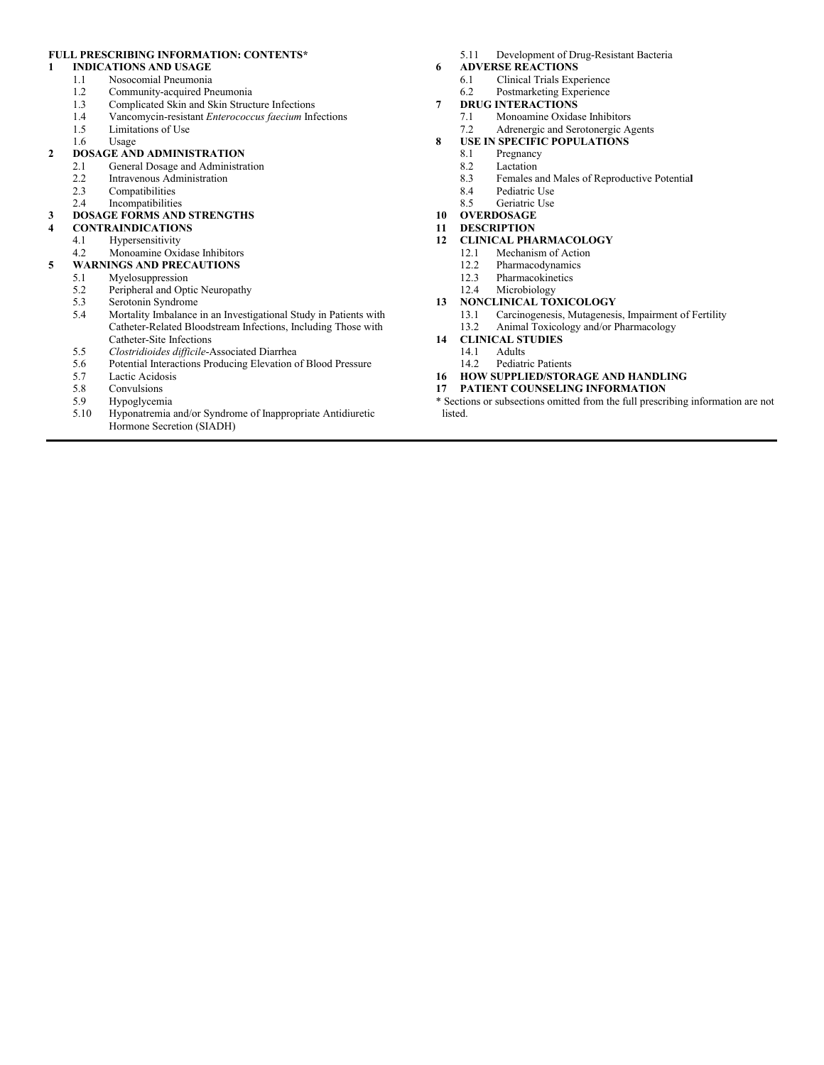**FULL PRESCRIBING INFORMATION: CONTENTS***

**1 INDICATIONS AND USAGE**
- 1.1 Nosocomial Pneumonia
- 1.2 Community-acquired Pneumonia
- 1.3 Complicated Skin and Skin Structure Infections
- 1.4 Vancomycin-resistant *Enterococcus faecium* Infections
- 1.5 Limitations of Use
- 1.6 Usage

**2 DOSAGE AND ADMINISTRATION**
- 2.1 General Dosage and Administration
- 2.2 Intravenous Administration
- 2.3 Compatibilities
- 2.4 Incompatibilities

**3 DOSAGE FORMS AND STRENGTHS**

**4 CONTRAINDICATIONS**
- 4.1 Hypersensitivity
- 4.2 Monoamine Oxidase Inhibitors

**5 WARNINGS AND PRECAUTIONS**
- 5.1 Myelosuppression
- 5.2 Peripheral and Optic Neuropathy
- 5.3 Serotonin Syndrome
- 5.4 Mortality Imbalance in an Investigational Study in Patients with Catheter-Related Bloodstream Infections, Including Those with Catheter-Site Infections
- 5.5 *Clostridioides difficile*-Associated Diarrhea
- 5.6 Potential Interactions Producing Elevation of Blood Pressure
- 5.7 Lactic Acidosis
- 5.8 Convulsions
- 5.9 Hypoglycemia
- 5.10 Hyponatremia and/or Syndrome of Inappropriate Antidiuretic Hormone Secretion (SIADH)
- 5.11 Development of Drug-Resistant Bacteria

**6 ADVERSE REACTIONS**
- 6.1 Clinical Trials Experience
- 6.2 Postmarketing Experience

**7 DRUG INTERACTIONS**
- 7.1 Monoamine Oxidase Inhibitors
- 7.2 Adrenergic and Serotonergic Agents

**8 USE IN SPECIFIC POPULATIONS**
- 8.1 Pregnancy
- 8.2 Lactation
- 8.3 Females and Males of Reproductive Potential
- 8.4 Pediatric Use
- 8.5 Geriatric Use

**10 OVERDOSAGE**

**11 DESCRIPTION**

**12 CLINICAL PHARMACOLOGY**
- 12.1 Mechanism of Action
- 12.2 Pharmacodynamics
- 12.3 Pharmacokinetics
- 12.4 Microbiology

**13 NONCLINICAL TOXICOLOGY**
- 13.1 Carcinogenesis, Mutagenesis, Impairment of Fertility
- 13.2 Animal Toxicology and/or Pharmacology

**14 CLINICAL STUDIES**
- 14.1 Adults
- 14.2 Pediatric Patients

**16 HOW SUPPLIED/STORAGE AND HANDLING**

**17 PATIENT COUNSELING INFORMATION**

* Sections or subsections omitted from the full prescribing information are not listed.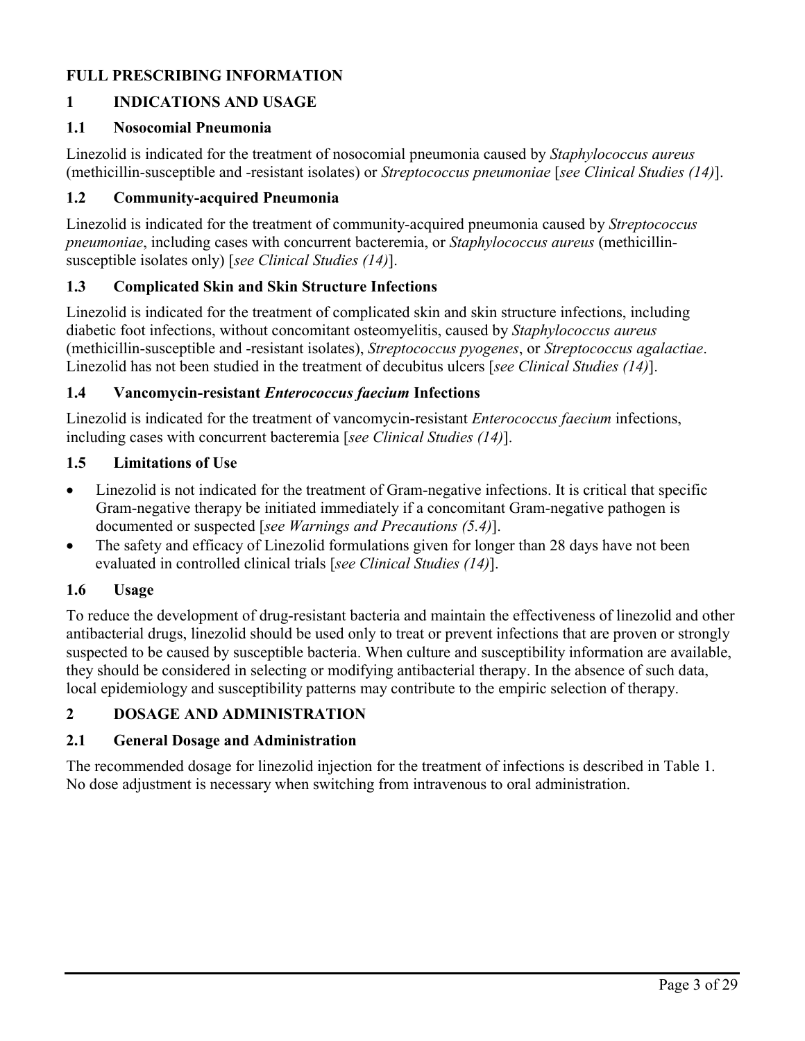# FULL PRESCRIBING INFORMATION

## 1 INDICATIONS AND USAGE

### 1.1 Nosocomial Pneumonia

Linezolid is indicated for the treatment of nosocomial pneumonia caused by *Staphylococcus aureus* (methicillin-susceptible and -resistant isolates) or *Streptococcus pneumoniae* [*see Clinical Studies (14)*].

### 1.2 Community-acquired Pneumonia

Linezolid is indicated for the treatment of community-acquired pneumonia caused by *Streptococcus pneumoniae*, including cases with concurrent bacteremia, or *Staphylococcus aureus* (methicillin-susceptible isolates only) [*see Clinical Studies (14)*].

### 1.3 Complicated Skin and Skin Structure Infections

Linezolid is indicated for the treatment of complicated skin and skin structure infections, including diabetic foot infections, without concomitant osteomyelitis, caused by *Staphylococcus aureus* (methicillin-susceptible and -resistant isolates), *Streptococcus pyogenes*, or *Streptococcus agalactiae*. Linezolid has not been studied in the treatment of decubitus ulcers [*see Clinical Studies (14)*].

### 1.4 Vancomycin-resistant *Enterococcus faecium* Infections

Linezolid is indicated for the treatment of vancomycin-resistant *Enterococcus faecium* infections, including cases with concurrent bacteremia [*see Clinical Studies (14)*].

### 1.5 Limitations of Use

- Linezolid is not indicated for the treatment of Gram-negative infections. It is critical that specific Gram-negative therapy be initiated immediately if a concomitant Gram-negative pathogen is documented or suspected [*see Warnings and Precautions (5.4)*].
- The safety and efficacy of Linezolid formulations given for longer than 28 days have not been evaluated in controlled clinical trials [*see Clinical Studies (14)*].

### 1.6 Usage

To reduce the development of drug-resistant bacteria and maintain the effectiveness of linezolid and other antibacterial drugs, linezolid should be used only to treat or prevent infections that are proven or strongly suspected to be caused by susceptible bacteria. When culture and susceptibility information are available, they should be considered in selecting or modifying antibacterial therapy. In the absence of such data, local epidemiology and susceptibility patterns may contribute to the empiric selection of therapy.

## 2 DOSAGE AND ADMINISTRATION

### 2.1 General Dosage and Administration

The recommended dosage for linezolid injection for the treatment of infections is described in Table 1. No dose adjustment is necessary when switching from intravenous to oral administration.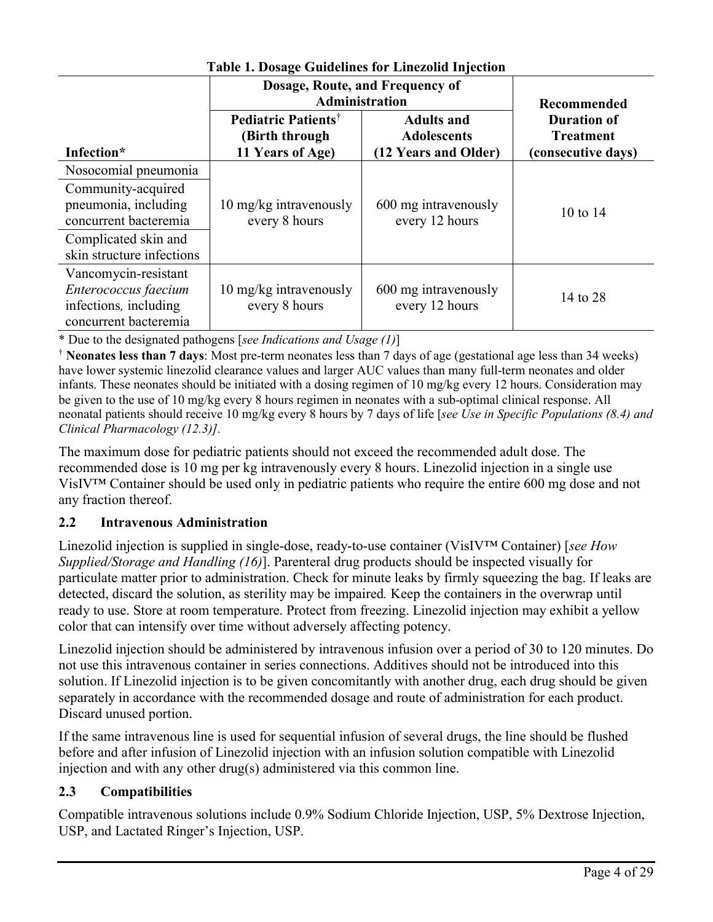**Table 1. Dosage Guidelines for Linezolid Injection**

| Infection* | Dosage, Route, and Frequency of Administration | | Recommended Duration of Treatment (consecutive days) |
|---|---|---|---|
| | Pediatric Patients[†] (Birth through 11 Years of Age) | Adults and Adolescents (12 Years and Older) | |
| Nosocomial pneumonia<br>Community-acquired pneumonia, including concurrent bacteremia<br>Complicated skin and skin structure infections | 10 mg/kg intravenously every 8 hours | 600 mg intravenously every 12 hours | 10 to 14 |
| Vancomycin-resistant *Enterococcus faecium* infections*,* including concurrent bacteremia | 10 mg/kg intravenously every 8 hours | 600 mg intravenously every 12 hours | 14 to 28 |

\* Due to the designated pathogens [*see Indications and Usage (1)*]

[†] **Neonates less than 7 days**: Most pre-term neonates less than 7 days of age (gestational age less than 34 weeks) have lower systemic linezolid clearance values and larger AUC values than many full-term neonates and older infants. These neonates should be initiated with a dosing regimen of 10 mg/kg every 12 hours. Consideration may be given to the use of 10 mg/kg every 8 hours regimen in neonates with a sub-optimal clinical response. All neonatal patients should receive 10 mg/kg every 8 hours by 7 days of life [*see Use in Specific Populations (8.4) and Clinical Pharmacology (12.3)]*.

The maximum dose for pediatric patients should not exceed the recommended adult dose. The recommended dose is 10 mg per kg intravenously every 8 hours. Linezolid injection in a single use VisIV™ Container should be used only in pediatric patients who require the entire 600 mg dose and not any fraction thereof.

## 2.2 Intravenous Administration

Linezolid injection is supplied in single-dose, ready-to-use container (VisIV™ Container) [*see How Supplied/Storage and Handling (16)*]. Parenteral drug products should be inspected visually for particulate matter prior to administration. Check for minute leaks by firmly squeezing the bag. If leaks are detected, discard the solution, as sterility may be impaired*.* Keep the containers in the overwrap until ready to use. Store at room temperature. Protect from freezing. Linezolid injection may exhibit a yellow color that can intensify over time without adversely affecting potency.

Linezolid injection should be administered by intravenous infusion over a period of 30 to 120 minutes. Do not use this intravenous container in series connections. Additives should not be introduced into this solution. If Linezolid injection is to be given concomitantly with another drug, each drug should be given separately in accordance with the recommended dosage and route of administration for each product. Discard unused portion.

If the same intravenous line is used for sequential infusion of several drugs, the line should be flushed before and after infusion of Linezolid injection with an infusion solution compatible with Linezolid injection and with any other drug(s) administered via this common line.

## 2.3 Compatibilities

Compatible intravenous solutions include 0.9% Sodium Chloride Injection, USP, 5% Dextrose Injection, USP, and Lactated Ringer's Injection, USP.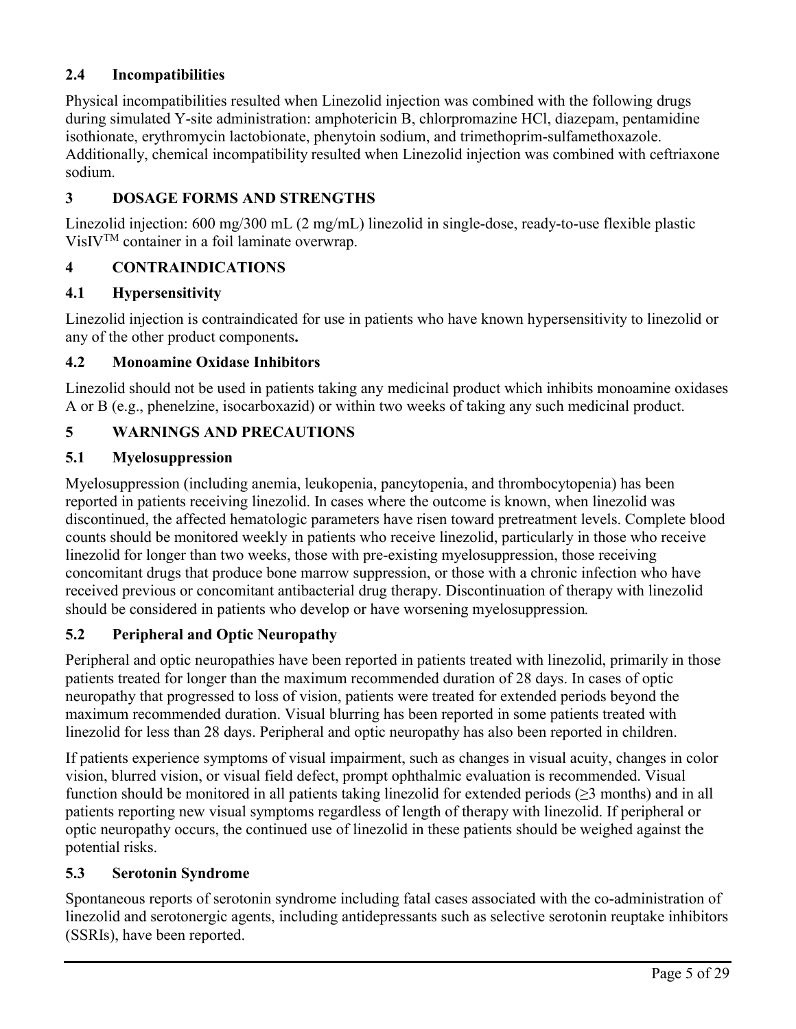## 2.4 Incompatibilities

Physical incompatibilities resulted when Linezolid injection was combined with the following drugs during simulated Y-site administration: amphotericin B, chlorpromazine HCl, diazepam, pentamidine isothionate, erythromycin lactobionate, phenytoin sodium, and trimethoprim-sulfamethoxazole. Additionally, chemical incompatibility resulted when Linezolid injection was combined with ceftriaxone sodium.

# 3 DOSAGE FORMS AND STRENGTHS

Linezolid injection: 600 mg/300 mL (2 mg/mL) linezolid in single-dose, ready-to-use flexible plastic VisIV™ container in a foil laminate overwrap.

# 4 CONTRAINDICATIONS

## 4.1 Hypersensitivity

Linezolid injection is contraindicated for use in patients who have known hypersensitivity to linezolid or any of the other product components**.**

## 4.2 Monoamine Oxidase Inhibitors

Linezolid should not be used in patients taking any medicinal product which inhibits monoamine oxidases A or B (e.g., phenelzine, isocarboxazid) or within two weeks of taking any such medicinal product.

# 5 WARNINGS AND PRECAUTIONS

## 5.1 Myelosuppression

Myelosuppression (including anemia, leukopenia, pancytopenia, and thrombocytopenia) has been reported in patients receiving linezolid. In cases where the outcome is known, when linezolid was discontinued, the affected hematologic parameters have risen toward pretreatment levels. Complete blood counts should be monitored weekly in patients who receive linezolid, particularly in those who receive linezolid for longer than two weeks, those with pre-existing myelosuppression, those receiving concomitant drugs that produce bone marrow suppression, or those with a chronic infection who have received previous or concomitant antibacterial drug therapy. Discontinuation of therapy with linezolid should be considered in patients who develop or have worsening myelosuppression.

## 5.2 Peripheral and Optic Neuropathy

Peripheral and optic neuropathies have been reported in patients treated with linezolid, primarily in those patients treated for longer than the maximum recommended duration of 28 days. In cases of optic neuropathy that progressed to loss of vision, patients were treated for extended periods beyond the maximum recommended duration. Visual blurring has been reported in some patients treated with linezolid for less than 28 days. Peripheral and optic neuropathy has also been reported in children.

If patients experience symptoms of visual impairment, such as changes in visual acuity, changes in color vision, blurred vision, or visual field defect, prompt ophthalmic evaluation is recommended. Visual function should be monitored in all patients taking linezolid for extended periods (≥3 months) and in all patients reporting new visual symptoms regardless of length of therapy with linezolid. If peripheral or optic neuropathy occurs, the continued use of linezolid in these patients should be weighed against the potential risks.

## 5.3 Serotonin Syndrome

Spontaneous reports of serotonin syndrome including fatal cases associated with the co-administration of linezolid and serotonergic agents, including antidepressants such as selective serotonin reuptake inhibitors (SSRIs), have been reported.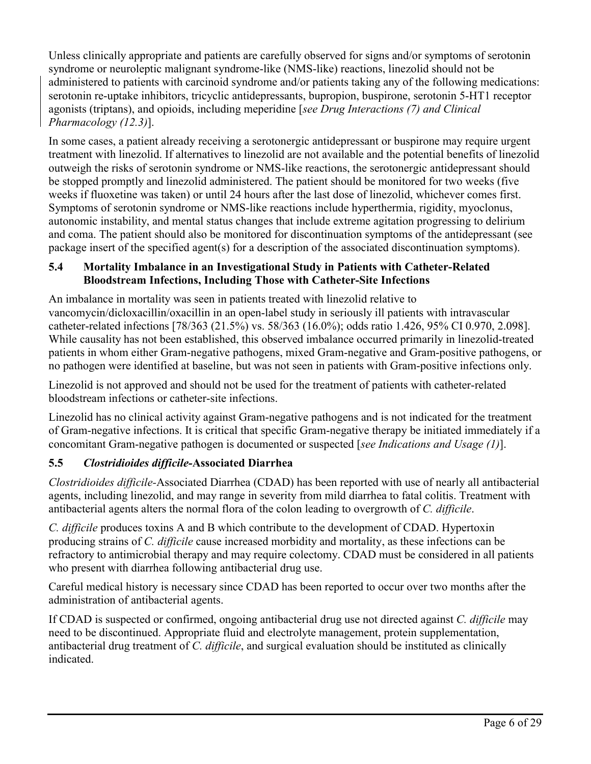Unless clinically appropriate and patients are carefully observed for signs and/or symptoms of serotonin syndrome or neuroleptic malignant syndrome-like (NMS-like) reactions, linezolid should not be administered to patients with carcinoid syndrome and/or patients taking any of the following medications: serotonin re-uptake inhibitors, tricyclic antidepressants, bupropion, buspirone, serotonin 5-HT1 receptor agonists (triptans), and opioids, including meperidine [*see Drug Interactions (7) and Clinical Pharmacology (12.3)*].

In some cases, a patient already receiving a serotonergic antidepressant or buspirone may require urgent treatment with linezolid. If alternatives to linezolid are not available and the potential benefits of linezolid outweigh the risks of serotonin syndrome or NMS-like reactions, the serotonergic antidepressant should be stopped promptly and linezolid administered. The patient should be monitored for two weeks (five weeks if fluoxetine was taken) or until 24 hours after the last dose of linezolid, whichever comes first. Symptoms of serotonin syndrome or NMS-like reactions include hyperthermia, rigidity, myoclonus, autonomic instability, and mental status changes that include extreme agitation progressing to delirium and coma. The patient should also be monitored for discontinuation symptoms of the antidepressant (see package insert of the specified agent(s) for a description of the associated discontinuation symptoms).

### 5.4 Mortality Imbalance in an Investigational Study in Patients with Catheter-Related Bloodstream Infections, Including Those with Catheter-Site Infections

An imbalance in mortality was seen in patients treated with linezolid relative to vancomycin/dicloxacillin/oxacillin in an open-label study in seriously ill patients with intravascular catheter-related infections [78/363 (21.5%) vs. 58/363 (16.0%); odds ratio 1.426, 95% CI 0.970, 2.098]. While causality has not been established, this observed imbalance occurred primarily in linezolid-treated patients in whom either Gram-negative pathogens, mixed Gram-negative and Gram-positive pathogens, or no pathogen were identified at baseline, but was not seen in patients with Gram-positive infections only.

Linezolid is not approved and should not be used for the treatment of patients with catheter-related bloodstream infections or catheter-site infections.

Linezolid has no clinical activity against Gram-negative pathogens and is not indicated for the treatment of Gram-negative infections. It is critical that specific Gram-negative therapy be initiated immediately if a concomitant Gram-negative pathogen is documented or suspected [*see Indications and Usage (1)*].

### 5.5 *Clostridioides difficile*-Associated Diarrhea

*Clostridioides difficile*-Associated Diarrhea (CDAD) has been reported with use of nearly all antibacterial agents, including linezolid, and may range in severity from mild diarrhea to fatal colitis. Treatment with antibacterial agents alters the normal flora of the colon leading to overgrowth of *C. difficile*.

*C. difficile* produces toxins A and B which contribute to the development of CDAD. Hypertoxin producing strains of *C. difficile* cause increased morbidity and mortality, as these infections can be refractory to antimicrobial therapy and may require colectomy. CDAD must be considered in all patients who present with diarrhea following antibacterial drug use.

Careful medical history is necessary since CDAD has been reported to occur over two months after the administration of antibacterial agents.

If CDAD is suspected or confirmed, ongoing antibacterial drug use not directed against *C. difficile* may need to be discontinued. Appropriate fluid and electrolyte management, protein supplementation, antibacterial drug treatment of *C. difficile*, and surgical evaluation should be instituted as clinically indicated.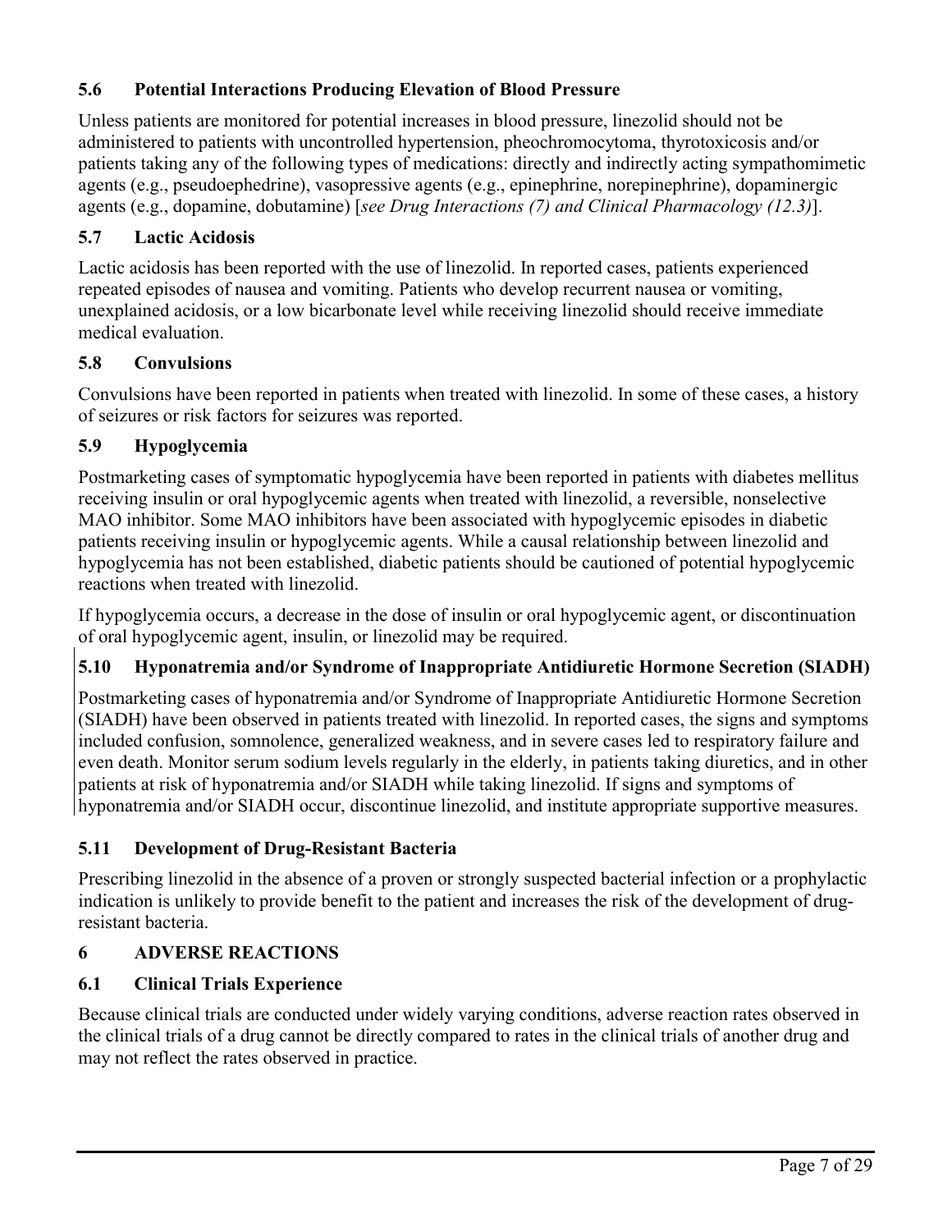### 5.6 Potential Interactions Producing Elevation of Blood Pressure

Unless patients are monitored for potential increases in blood pressure, linezolid should not be administered to patients with uncontrolled hypertension, pheochromocytoma, thyrotoxicosis and/or patients taking any of the following types of medications: directly and indirectly acting sympathomimetic agents (e.g., pseudoephedrine), vasopressive agents (e.g., epinephrine, norepinephrine), dopaminergic agents (e.g., dopamine, dobutamine) [*see Drug Interactions (7) and Clinical Pharmacology (12.3)*].

### 5.7 Lactic Acidosis

Lactic acidosis has been reported with the use of linezolid. In reported cases, patients experienced repeated episodes of nausea and vomiting. Patients who develop recurrent nausea or vomiting, unexplained acidosis, or a low bicarbonate level while receiving linezolid should receive immediate medical evaluation.

### 5.8 Convulsions

Convulsions have been reported in patients when treated with linezolid. In some of these cases, a history of seizures or risk factors for seizures was reported.

### 5.9 Hypoglycemia

Postmarketing cases of symptomatic hypoglycemia have been reported in patients with diabetes mellitus receiving insulin or oral hypoglycemic agents when treated with linezolid, a reversible, nonselective MAO inhibitor. Some MAO inhibitors have been associated with hypoglycemic episodes in diabetic patients receiving insulin or hypoglycemic agents. While a causal relationship between linezolid and hypoglycemia has not been established, diabetic patients should be cautioned of potential hypoglycemic reactions when treated with linezolid.

If hypoglycemia occurs, a decrease in the dose of insulin or oral hypoglycemic agent, or discontinuation of oral hypoglycemic agent, insulin, or linezolid may be required.

### 5.10 Hyponatremia and/or Syndrome of Inappropriate Antidiuretic Hormone Secretion (SIADH)

Postmarketing cases of hyponatremia and/or Syndrome of Inappropriate Antidiuretic Hormone Secretion (SIADH) have been observed in patients treated with linezolid. In reported cases, the signs and symptoms included confusion, somnolence, generalized weakness, and in severe cases led to respiratory failure and even death. Monitor serum sodium levels regularly in the elderly, in patients taking diuretics, and in other patients at risk of hyponatremia and/or SIADH while taking linezolid. If signs and symptoms of hyponatremia and/or SIADH occur, discontinue linezolid, and institute appropriate supportive measures.

### 5.11 Development of Drug-Resistant Bacteria

Prescribing linezolid in the absence of a proven or strongly suspected bacterial infection or a prophylactic indication is unlikely to provide benefit to the patient and increases the risk of the development of drug-resistant bacteria.

## 6 ADVERSE REACTIONS

### 6.1 Clinical Trials Experience

Because clinical trials are conducted under widely varying conditions, adverse reaction rates observed in the clinical trials of a drug cannot be directly compared to rates in the clinical trials of another drug and may not reflect the rates observed in practice.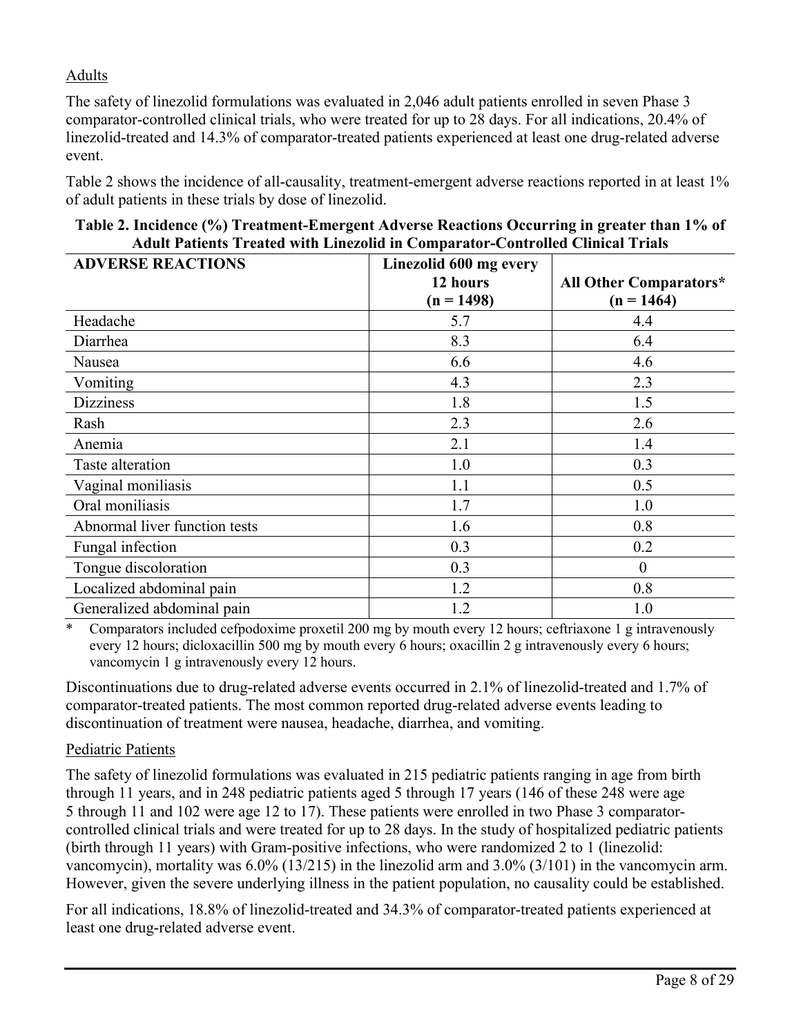Adults

The safety of linezolid formulations was evaluated in 2,046 adult patients enrolled in seven Phase 3 comparator-controlled clinical trials, who were treated for up to 28 days. For all indications, 20.4% of linezolid-treated and 14.3% of comparator-treated patients experienced at least one drug-related adverse event.

Table 2 shows the incidence of all-causality, treatment-emergent adverse reactions reported in at least 1% of adult patients in these trials by dose of linezolid.

**Table 2. Incidence (%) Treatment-Emergent Adverse Reactions Occurring in greater than 1% of Adult Patients Treated with Linezolid in Comparator-Controlled Clinical Trials**

| ADVERSE REACTIONS | Linezolid 600 mg every 12 hours (n = 1498) | All Other Comparators* (n = 1464) |
|---|---|---|
| Headache | 5.7 | 4.4 |
| Diarrhea | 8.3 | 6.4 |
| Nausea | 6.6 | 4.6 |
| Vomiting | 4.3 | 2.3 |
| Dizziness | 1.8 | 1.5 |
| Rash | 2.3 | 2.6 |
| Anemia | 2.1 | 1.4 |
| Taste alteration | 1.0 | 0.3 |
| Vaginal moniliasis | 1.1 | 0.5 |
| Oral moniliasis | 1.7 | 1.0 |
| Abnormal liver function tests | 1.6 | 0.8 |
| Fungal infection | 0.3 | 0.2 |
| Tongue discoloration | 0.3 | 0 |
| Localized abdominal pain | 1.2 | 0.8 |
| Generalized abdominal pain | 1.2 | 1.0 |

\* Comparators included cefpodoxime proxetil 200 mg by mouth every 12 hours; ceftriaxone 1 g intravenously every 12 hours; dicloxacillin 500 mg by mouth every 6 hours; oxacillin 2 g intravenously every 6 hours; vancomycin 1 g intravenously every 12 hours.

Discontinuations due to drug-related adverse events occurred in 2.1% of linezolid-treated and 1.7% of comparator-treated patients. The most common reported drug-related adverse events leading to discontinuation of treatment were nausea, headache, diarrhea, and vomiting.

Pediatric Patients

The safety of linezolid formulations was evaluated in 215 pediatric patients ranging in age from birth through 11 years, and in 248 pediatric patients aged 5 through 17 years (146 of these 248 were age 5 through 11 and 102 were age 12 to 17). These patients were enrolled in two Phase 3 comparator-controlled clinical trials and were treated for up to 28 days. In the study of hospitalized pediatric patients (birth through 11 years) with Gram-positive infections, who were randomized 2 to 1 (linezolid: vancomycin), mortality was 6.0% (13/215) in the linezolid arm and 3.0% (3/101) in the vancomycin arm. However, given the severe underlying illness in the patient population, no causality could be established.

For all indications, 18.8% of linezolid-treated and 34.3% of comparator-treated patients experienced at least one drug-related adverse event.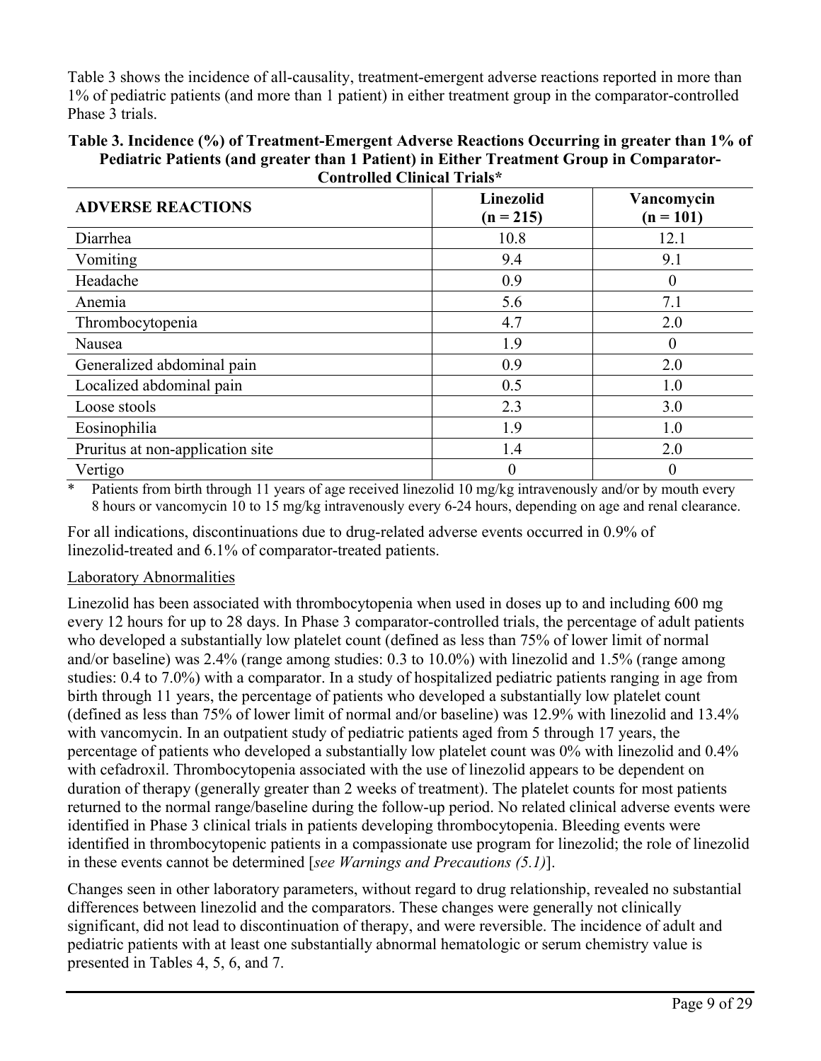Table 3 shows the incidence of all-causality, treatment-emergent adverse reactions reported in more than 1% of pediatric patients (and more than 1 patient) in either treatment group in the comparator-controlled Phase 3 trials.

**Table 3. Incidence (%) of Treatment-Emergent Adverse Reactions Occurring in greater than 1% of Pediatric Patients (and greater than 1 Patient) in Either Treatment Group in Comparator-Controlled Clinical Trials***

| ADVERSE REACTIONS | Linezolid (n = 215) | Vancomycin (n = 101) |
|---|---|---|
| Diarrhea | 10.8 | 12.1 |
| Vomiting | 9.4 | 9.1 |
| Headache | 0.9 | 0 |
| Anemia | 5.6 | 7.1 |
| Thrombocytopenia | 4.7 | 2.0 |
| Nausea | 1.9 | 0 |
| Generalized abdominal pain | 0.9 | 2.0 |
| Localized abdominal pain | 0.5 | 1.0 |
| Loose stools | 2.3 | 3.0 |
| Eosinophilia | 1.9 | 1.0 |
| Pruritus at non-application site | 1.4 | 2.0 |
| Vertigo | 0 | 0 |

\* Patients from birth through 11 years of age received linezolid 10 mg/kg intravenously and/or by mouth every 8 hours or vancomycin 10 to 15 mg/kg intravenously every 6-24 hours, depending on age and renal clearance.

For all indications, discontinuations due to drug-related adverse events occurred in 0.9% of linezolid-treated and 6.1% of comparator-treated patients.

Laboratory Abnormalities

Linezolid has been associated with thrombocytopenia when used in doses up to and including 600 mg every 12 hours for up to 28 days. In Phase 3 comparator-controlled trials, the percentage of adult patients who developed a substantially low platelet count (defined as less than 75% of lower limit of normal and/or baseline) was 2.4% (range among studies: 0.3 to 10.0%) with linezolid and 1.5% (range among studies: 0.4 to 7.0%) with a comparator. In a study of hospitalized pediatric patients ranging in age from birth through 11 years, the percentage of patients who developed a substantially low platelet count (defined as less than 75% of lower limit of normal and/or baseline) was 12.9% with linezolid and 13.4% with vancomycin. In an outpatient study of pediatric patients aged from 5 through 17 years, the percentage of patients who developed a substantially low platelet count was 0% with linezolid and 0.4% with cefadroxil. Thrombocytopenia associated with the use of linezolid appears to be dependent on duration of therapy (generally greater than 2 weeks of treatment). The platelet counts for most patients returned to the normal range/baseline during the follow-up period. No related clinical adverse events were identified in Phase 3 clinical trials in patients developing thrombocytopenia. Bleeding events were identified in thrombocytopenic patients in a compassionate use program for linezolid; the role of linezolid in these events cannot be determined [*see Warnings and Precautions (5.1)*].

Changes seen in other laboratory parameters, without regard to drug relationship, revealed no substantial differences between linezolid and the comparators. These changes were generally not clinically significant, did not lead to discontinuation of therapy, and were reversible. The incidence of adult and pediatric patients with at least one substantially abnormal hematologic or serum chemistry value is presented in Tables 4, 5, 6, and 7.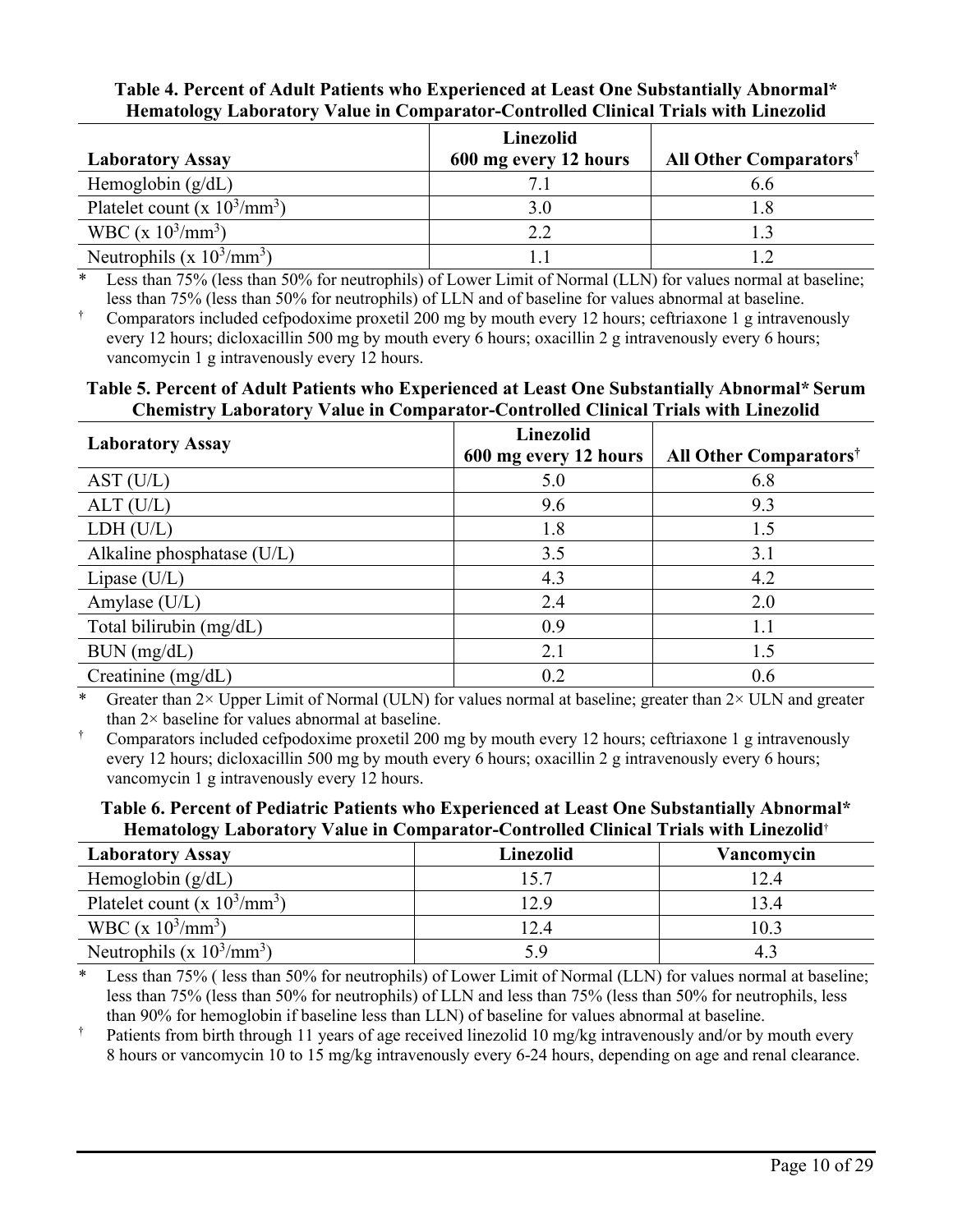**Table 4. Percent of Adult Patients who Experienced at Least One Substantially Abnormal* Hematology Laboratory Value in Comparator-Controlled Clinical Trials with Linezolid**

| Laboratory Assay | Linezolid 600 mg every 12 hours | All Other Comparators† |
|---|---|---|
| Hemoglobin (g/dL) | 7.1 | 6.6 |
| Platelet count (x $10^3$/mm$^3$) | 3.0 | 1.8 |
| WBC (x $10^3$/mm$^3$) | 2.2 | 1.3 |
| Neutrophils (x $10^3$/mm$^3$) | 1.1 | 1.2 |

\* Less than 75% (less than 50% for neutrophils) of Lower Limit of Normal (LLN) for values normal at baseline; less than 75% (less than 50% for neutrophils) of LLN and of baseline for values abnormal at baseline.

† Comparators included cefpodoxime proxetil 200 mg by mouth every 12 hours; ceftriaxone 1 g intravenously every 12 hours; dicloxacillin 500 mg by mouth every 6 hours; oxacillin 2 g intravenously every 6 hours; vancomycin 1 g intravenously every 12 hours.

**Table 5. Percent of Adult Patients who Experienced at Least One Substantially Abnormal* Serum Chemistry Laboratory Value in Comparator-Controlled Clinical Trials with Linezolid**

| Laboratory Assay | Linezolid 600 mg every 12 hours | All Other Comparators† |
|---|---|---|
| AST (U/L) | 5.0 | 6.8 |
| ALT (U/L) | 9.6 | 9.3 |
| LDH (U/L) | 1.8 | 1.5 |
| Alkaline phosphatase (U/L) | 3.5 | 3.1 |
| Lipase (U/L) | 4.3 | 4.2 |
| Amylase (U/L) | 2.4 | 2.0 |
| Total bilirubin (mg/dL) | 0.9 | 1.1 |
| BUN (mg/dL) | 2.1 | 1.5 |
| Creatinine (mg/dL) | 0.2 | 0.6 |

\* Greater than 2× Upper Limit of Normal (ULN) for values normal at baseline; greater than 2× ULN and greater than 2× baseline for values abnormal at baseline.

† Comparators included cefpodoxime proxetil 200 mg by mouth every 12 hours; ceftriaxone 1 g intravenously every 12 hours; dicloxacillin 500 mg by mouth every 6 hours; oxacillin 2 g intravenously every 6 hours; vancomycin 1 g intravenously every 12 hours.

**Table 6. Percent of Pediatric Patients who Experienced at Least One Substantially Abnormal* Hematology Laboratory Value in Comparator-Controlled Clinical Trials with Linezolid†**

| Laboratory Assay | Linezolid | Vancomycin |
|---|---|---|
| Hemoglobin (g/dL) | 15.7 | 12.4 |
| Platelet count (x $10^3$/mm$^3$) | 12.9 | 13.4 |
| WBC (x $10^3$/mm$^3$) | 12.4 | 10.3 |
| Neutrophils (x $10^3$/mm$^3$) | 5.9 | 4.3 |

\* Less than 75% ( less than 50% for neutrophils) of Lower Limit of Normal (LLN) for values normal at baseline; less than 75% (less than 50% for neutrophils) of LLN and less than 75% (less than 50% for neutrophils, less than 90% for hemoglobin if baseline less than LLN) of baseline for values abnormal at baseline.

† Patients from birth through 11 years of age received linezolid 10 mg/kg intravenously and/or by mouth every 8 hours or vancomycin 10 to 15 mg/kg intravenously every 6-24 hours, depending on age and renal clearance.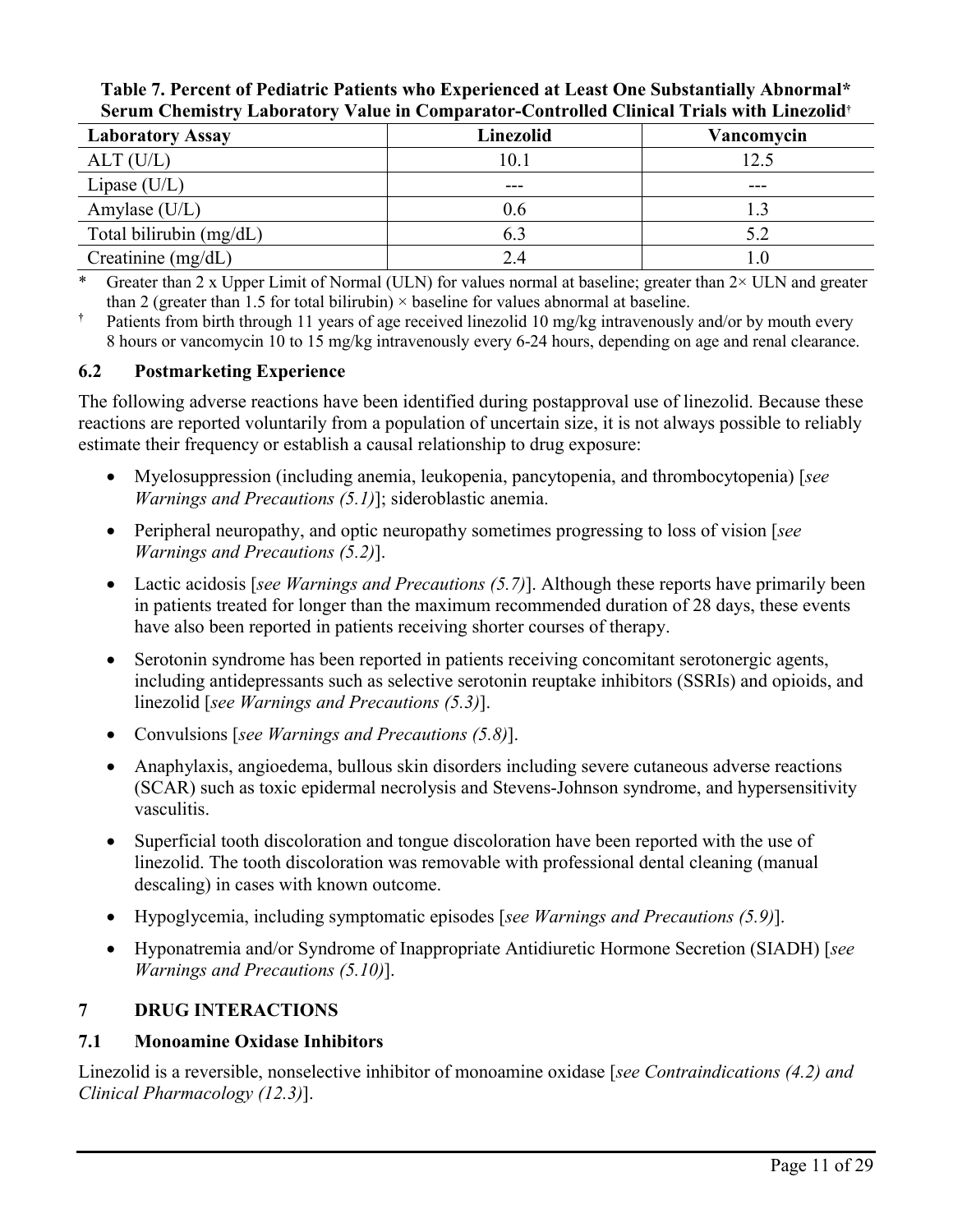**Table 7. Percent of Pediatric Patients who Experienced at Least One Substantially Abnormal* Serum Chemistry Laboratory Value in Comparator-Controlled Clinical Trials with Linezolid†**

| Laboratory Assay | Linezolid | Vancomycin |
|---|---|---|
| ALT (U/L) | 10.1 | 12.5 |
| Lipase (U/L) | --- | --- |
| Amylase (U/L) | 0.6 | 1.3 |
| Total bilirubin (mg/dL) | 6.3 | 5.2 |
| Creatinine (mg/dL) | 2.4 | 1.0 |

\* Greater than 2 x Upper Limit of Normal (ULN) for values normal at baseline; greater than 2× ULN and greater than 2 (greater than 1.5 for total bilirubin) × baseline for values abnormal at baseline.

† Patients from birth through 11 years of age received linezolid 10 mg/kg intravenously and/or by mouth every 8 hours or vancomycin 10 to 15 mg/kg intravenously every 6-24 hours, depending on age and renal clearance.

### 6.2 Postmarketing Experience

The following adverse reactions have been identified during postapproval use of linezolid. Because these reactions are reported voluntarily from a population of uncertain size, it is not always possible to reliably estimate their frequency or establish a causal relationship to drug exposure:

- Myelosuppression (including anemia, leukopenia, pancytopenia, and thrombocytopenia) [*see Warnings and Precautions (5.1)*]; sideroblastic anemia.
- Peripheral neuropathy, and optic neuropathy sometimes progressing to loss of vision [*see Warnings and Precautions (5.2)*].
- Lactic acidosis [*see Warnings and Precautions (5.7)*]. Although these reports have primarily been in patients treated for longer than the maximum recommended duration of 28 days, these events have also been reported in patients receiving shorter courses of therapy.
- Serotonin syndrome has been reported in patients receiving concomitant serotonergic agents, including antidepressants such as selective serotonin reuptake inhibitors (SSRIs) and opioids, and linezolid [*see Warnings and Precautions (5.3)*].
- Convulsions [*see Warnings and Precautions (5.8)*].
- Anaphylaxis, angioedema, bullous skin disorders including severe cutaneous adverse reactions (SCAR) such as toxic epidermal necrolysis and Stevens-Johnson syndrome, and hypersensitivity vasculitis.
- Superficial tooth discoloration and tongue discoloration have been reported with the use of linezolid. The tooth discoloration was removable with professional dental cleaning (manual descaling) in cases with known outcome.
- Hypoglycemia, including symptomatic episodes [*see Warnings and Precautions (5.9)*].
- Hyponatremia and/or Syndrome of Inappropriate Antidiuretic Hormone Secretion (SIADH) [*see Warnings and Precautions (5.10)*].

## 7 DRUG INTERACTIONS

### 7.1 Monoamine Oxidase Inhibitors

Linezolid is a reversible, nonselective inhibitor of monoamine oxidase [*see Contraindications (4.2) and Clinical Pharmacology (12.3)*].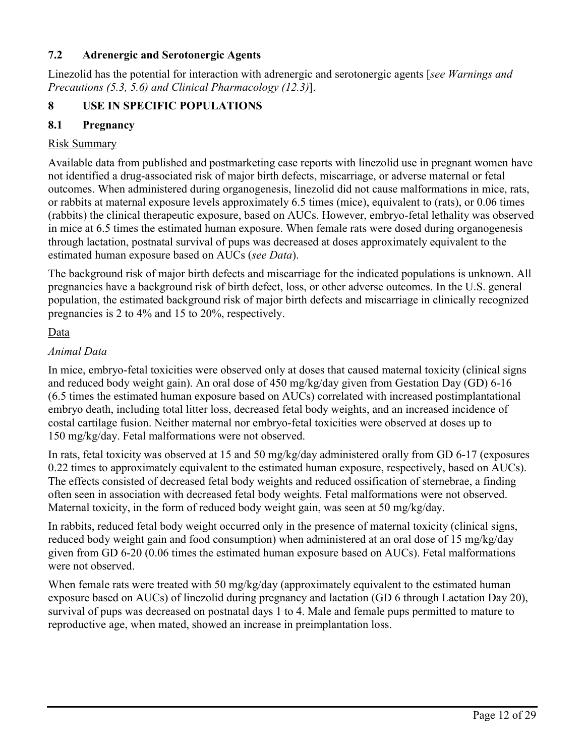### 7.2 Adrenergic and Serotonergic Agents

Linezolid has the potential for interaction with adrenergic and serotonergic agents [*see Warnings and Precautions (5.3, 5.6) and Clinical Pharmacology (12.3)*].

## 8 USE IN SPECIFIC POPULATIONS

### 8.1 Pregnancy

Risk Summary

Available data from published and postmarketing case reports with linezolid use in pregnant women have not identified a drug-associated risk of major birth defects, miscarriage, or adverse maternal or fetal outcomes. When administered during organogenesis, linezolid did not cause malformations in mice, rats, or rabbits at maternal exposure levels approximately 6.5 times (mice), equivalent to (rats), or 0.06 times (rabbits) the clinical therapeutic exposure, based on AUCs. However, embryo-fetal lethality was observed in mice at 6.5 times the estimated human exposure. When female rats were dosed during organogenesis through lactation, postnatal survival of pups was decreased at doses approximately equivalent to the estimated human exposure based on AUCs (*see Data*).

The background risk of major birth defects and miscarriage for the indicated populations is unknown. All pregnancies have a background risk of birth defect, loss, or other adverse outcomes. In the U.S. general population, the estimated background risk of major birth defects and miscarriage in clinically recognized pregnancies is 2 to 4% and 15 to 20%, respectively.

Data

*Animal Data*

In mice, embryo-fetal toxicities were observed only at doses that caused maternal toxicity (clinical signs and reduced body weight gain). An oral dose of 450 mg/kg/day given from Gestation Day (GD) 6-16 (6.5 times the estimated human exposure based on AUCs) correlated with increased postimplantational embryo death, including total litter loss, decreased fetal body weights, and an increased incidence of costal cartilage fusion. Neither maternal nor embryo-fetal toxicities were observed at doses up to 150 mg/kg/day. Fetal malformations were not observed.

In rats, fetal toxicity was observed at 15 and 50 mg/kg/day administered orally from GD 6-17 (exposures 0.22 times to approximately equivalent to the estimated human exposure, respectively, based on AUCs). The effects consisted of decreased fetal body weights and reduced ossification of sternebrae, a finding often seen in association with decreased fetal body weights. Fetal malformations were not observed. Maternal toxicity, in the form of reduced body weight gain, was seen at 50 mg/kg/day.

In rabbits, reduced fetal body weight occurred only in the presence of maternal toxicity (clinical signs, reduced body weight gain and food consumption) when administered at an oral dose of 15 mg/kg/day given from GD 6-20 (0.06 times the estimated human exposure based on AUCs). Fetal malformations were not observed.

When female rats were treated with 50 mg/kg/day (approximately equivalent to the estimated human exposure based on AUCs) of linezolid during pregnancy and lactation (GD 6 through Lactation Day 20), survival of pups was decreased on postnatal days 1 to 4. Male and female pups permitted to mature to reproductive age, when mated, showed an increase in preimplantation loss.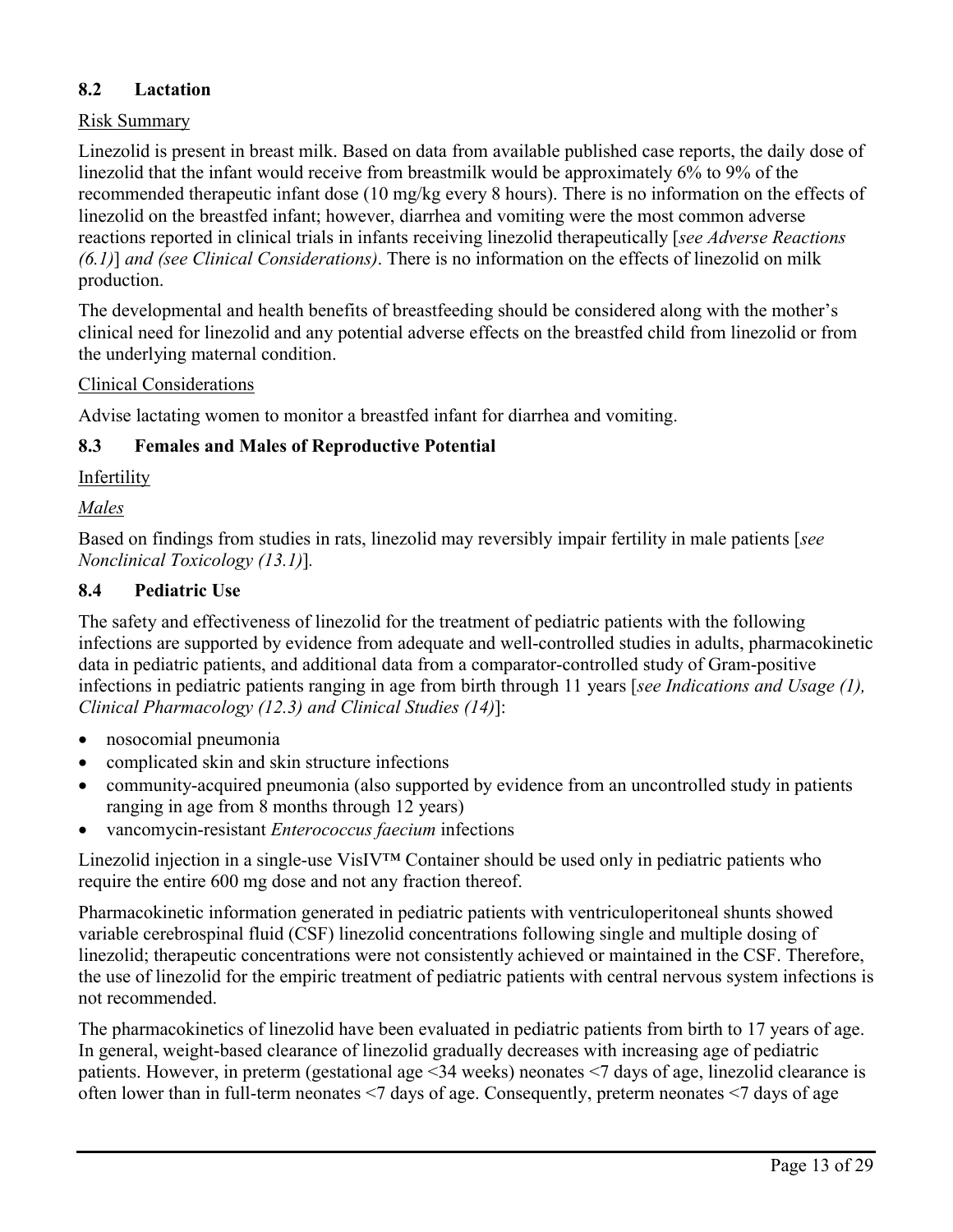### 8.2 Lactation

<u>Risk Summary</u>

Linezolid is present in breast milk. Based on data from available published case reports, the daily dose of linezolid that the infant would receive from breastmilk would be approximately 6% to 9% of the recommended therapeutic infant dose (10 mg/kg every 8 hours). There is no information on the effects of linezolid on the breastfed infant; however, diarrhea and vomiting were the most common adverse reactions reported in clinical trials in infants receiving linezolid therapeutically [*see Adverse Reactions (6.1)*] *and (see Clinical Considerations)*. There is no information on the effects of linezolid on milk production.

The developmental and health benefits of breastfeeding should be considered along with the mother's clinical need for linezolid and any potential adverse effects on the breastfed child from linezolid or from the underlying maternal condition.

<u>Clinical Considerations</u>

Advise lactating women to monitor a breastfed infant for diarrhea and vomiting.

### 8.3 Females and Males of Reproductive Potential

<u>Infertility</u>

<u>*Males*</u>

Based on findings from studies in rats, linezolid may reversibly impair fertility in male patients [*see Nonclinical Toxicology (13.1)*].

### 8.4 Pediatric Use

The safety and effectiveness of linezolid for the treatment of pediatric patients with the following infections are supported by evidence from adequate and well-controlled studies in adults, pharmacokinetic data in pediatric patients, and additional data from a comparator-controlled study of Gram-positive infections in pediatric patients ranging in age from birth through 11 years [*see Indications and Usage (1), Clinical Pharmacology (12.3) and Clinical Studies (14)*]:

- nosocomial pneumonia
- complicated skin and skin structure infections
- community-acquired pneumonia (also supported by evidence from an uncontrolled study in patients ranging in age from 8 months through 12 years)
- vancomycin-resistant *Enterococcus faecium* infections

Linezolid injection in a single-use VisIV™ Container should be used only in pediatric patients who require the entire 600 mg dose and not any fraction thereof.

Pharmacokinetic information generated in pediatric patients with ventriculoperitoneal shunts showed variable cerebrospinal fluid (CSF) linezolid concentrations following single and multiple dosing of linezolid; therapeutic concentrations were not consistently achieved or maintained in the CSF. Therefore, the use of linezolid for the empiric treatment of pediatric patients with central nervous system infections is not recommended.

The pharmacokinetics of linezolid have been evaluated in pediatric patients from birth to 17 years of age. In general, weight-based clearance of linezolid gradually decreases with increasing age of pediatric patients. However, in preterm (gestational age <34 weeks) neonates <7 days of age, linezolid clearance is often lower than in full-term neonates <7 days of age. Consequently, preterm neonates <7 days of age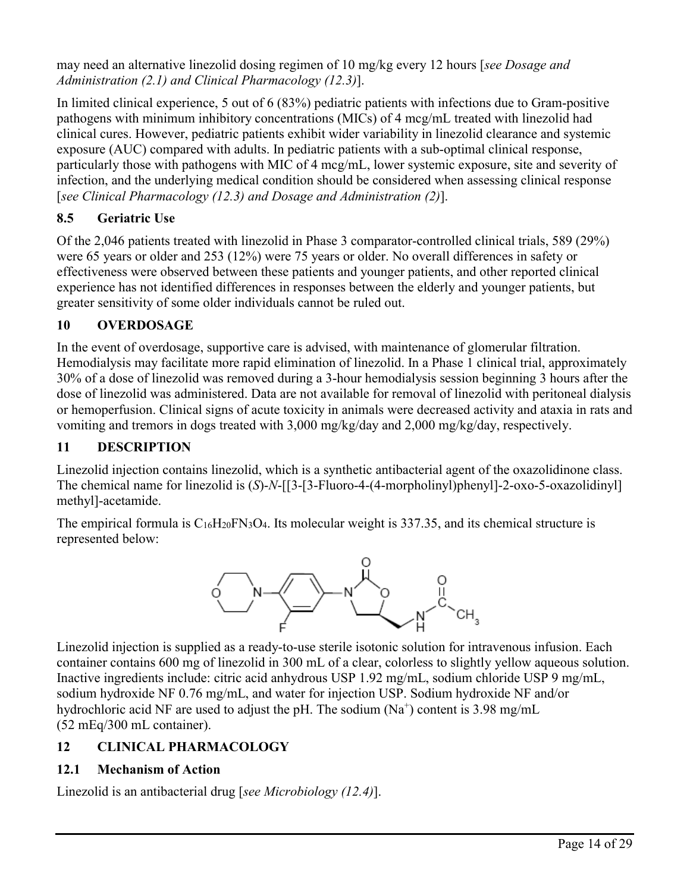may need an alternative linezolid dosing regimen of 10 mg/kg every 12 hours [*see Dosage and Administration (2.1) and Clinical Pharmacology (12.3)*].

In limited clinical experience, 5 out of 6 (83%) pediatric patients with infections due to Gram-positive pathogens with minimum inhibitory concentrations (MICs) of 4 mcg/mL treated with linezolid had clinical cures. However, pediatric patients exhibit wider variability in linezolid clearance and systemic exposure (AUC) compared with adults. In pediatric patients with a sub-optimal clinical response, particularly those with pathogens with MIC of 4 mcg/mL, lower systemic exposure, site and severity of infection, and the underlying medical condition should be considered when assessing clinical response [*see Clinical Pharmacology (12.3) and Dosage and Administration (2)*].

### 8.5 Geriatric Use

Of the 2,046 patients treated with linezolid in Phase 3 comparator-controlled clinical trials, 589 (29%) were 65 years or older and 253 (12%) were 75 years or older. No overall differences in safety or effectiveness were observed between these patients and younger patients, and other reported clinical experience has not identified differences in responses between the elderly and younger patients, but greater sensitivity of some older individuals cannot be ruled out.

## 10 OVERDOSAGE

In the event of overdosage, supportive care is advised, with maintenance of glomerular filtration. Hemodialysis may facilitate more rapid elimination of linezolid. In a Phase 1 clinical trial, approximately 30% of a dose of linezolid was removed during a 3-hour hemodialysis session beginning 3 hours after the dose of linezolid was administered. Data are not available for removal of linezolid with peritoneal dialysis or hemoperfusion. Clinical signs of acute toxicity in animals were decreased activity and ataxia in rats and vomiting and tremors in dogs treated with 3,000 mg/kg/day and 2,000 mg/kg/day, respectively.

## 11 DESCRIPTION

Linezolid injection contains linezolid, which is a synthetic antibacterial agent of the oxazolidinone class. The chemical name for linezolid is (*S*)-*N*-[[3-[3-Fluoro-4-(4-morpholinyl)phenyl]-2-oxo-5-oxazolidinyl] methyl]-acetamide.

The empirical formula is $C_{16}H_{20}FN_3O_4$. Its molecular weight is 337.35, and its chemical structure is represented below:

Linezolid injection is supplied as a ready-to-use sterile isotonic solution for intravenous infusion. Each container contains 600 mg of linezolid in 300 mL of a clear, colorless to slightly yellow aqueous solution. Inactive ingredients include: citric acid anhydrous USP 1.92 mg/mL, sodium chloride USP 9 mg/mL, sodium hydroxide NF 0.76 mg/mL, and water for injection USP. Sodium hydroxide NF and/or hydrochloric acid NF are used to adjust the pH. The sodium ($Na^+$) content is 3.98 mg/mL (52 mEq/300 mL container).

## 12 CLINICAL PHARMACOLOGY

### 12.1 Mechanism of Action

Linezolid is an antibacterial drug [*see Microbiology (12.4)*].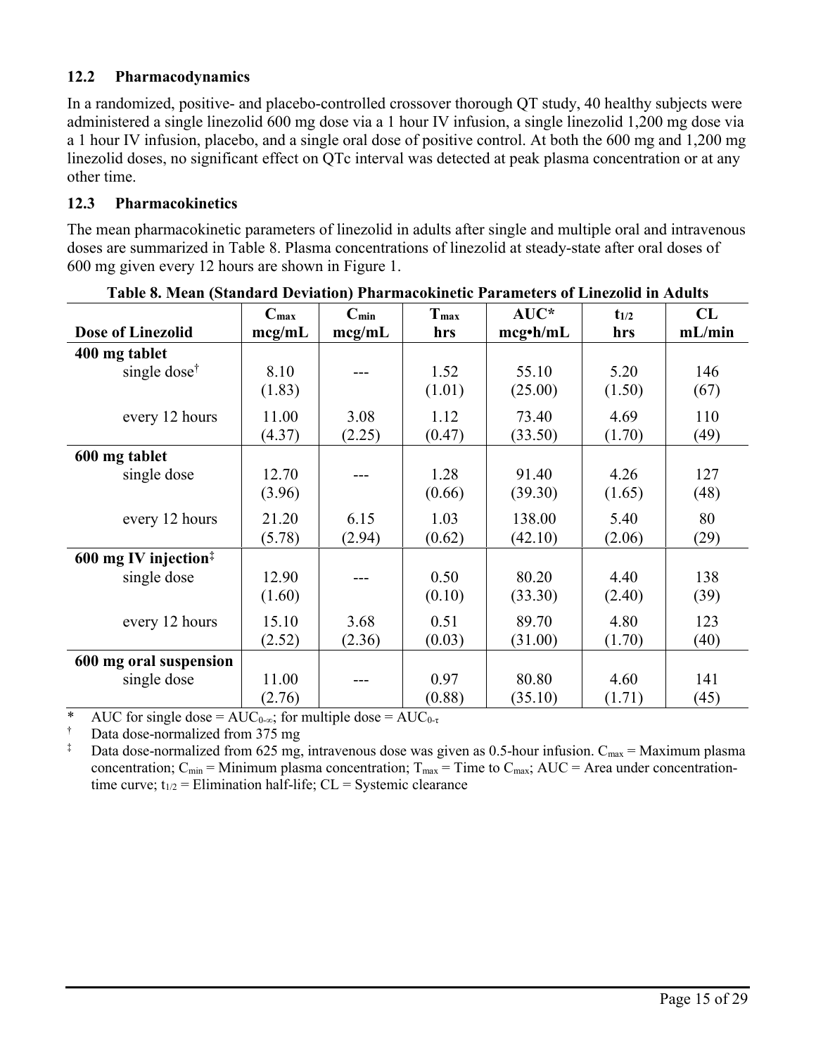### 12.2 Pharmacodynamics

In a randomized, positive- and placebo-controlled crossover thorough QT study, 40 healthy subjects were administered a single linezolid 600 mg dose via a 1 hour IV infusion, a single linezolid 1,200 mg dose via a 1 hour IV infusion, placebo, and a single oral dose of positive control. At both the 600 mg and 1,200 mg linezolid doses, no significant effect on QTc interval was detected at peak plasma concentration or at any other time.

### 12.3 Pharmacokinetics

The mean pharmacokinetic parameters of linezolid in adults after single and multiple oral and intravenous doses are summarized in Table 8. Plasma concentrations of linezolid at steady-state after oral doses of 600 mg given every 12 hours are shown in Figure 1.

**Table 8. Mean (Standard Deviation) Pharmacokinetic Parameters of Linezolid in Adults**

| Dose of Linezolid | $C_{max}$ mcg/mL | $C_{min}$ mcg/mL | $T_{max}$ hrs | AUC* mcg•h/mL | $t_{1/2}$ hrs | CL mL/min |
|---|---|---|---|---|---|---|
| **400 mg tablet** | | | | | | |
| single dose† | 8.10 (1.83) | --- | 1.52 (1.01) | 55.10 (25.00) | 5.20 (1.50) | 146 (67) |
| every 12 hours | 11.00 (4.37) | 3.08 (2.25) | 1.12 (0.47) | 73.40 (33.50) | 4.69 (1.70) | 110 (49) |
| **600 mg tablet** | | | | | | |
| single dose | 12.70 (3.96) | --- | 1.28 (0.66) | 91.40 (39.30) | 4.26 (1.65) | 127 (48) |
| every 12 hours | 21.20 (5.78) | 6.15 (2.94) | 1.03 (0.62) | 138.00 (42.10) | 5.40 (2.06) | 80 (29) |
| **600 mg IV injection‡** | | | | | | |
| single dose | 12.90 (1.60) | --- | 0.50 (0.10) | 80.20 (33.30) | 4.40 (2.40) | 138 (39) |
| every 12 hours | 15.10 (2.52) | 3.68 (2.36) | 0.51 (0.03) | 89.70 (31.00) | 4.80 (1.70) | 123 (40) |
| **600 mg oral suspension** | | | | | | |
| single dose | 11.00 (2.76) | --- | 0.97 (0.88) | 80.80 (35.10) | 4.60 (1.71) | 141 (45) |

\* AUC for single dose = $AUC_{0-\infty}$; for multiple dose = $AUC_{0-\tau}$

† Data dose-normalized from 375 mg

‡ Data dose-normalized from 625 mg, intravenous dose was given as 0.5-hour infusion. $C_{max}$ = Maximum plasma concentration; $C_{min}$ = Minimum plasma concentration; $T_{max}$ = Time to $C_{max}$; AUC = Area under concentration-time curve; $t_{1/2}$ = Elimination half-life; CL = Systemic clearance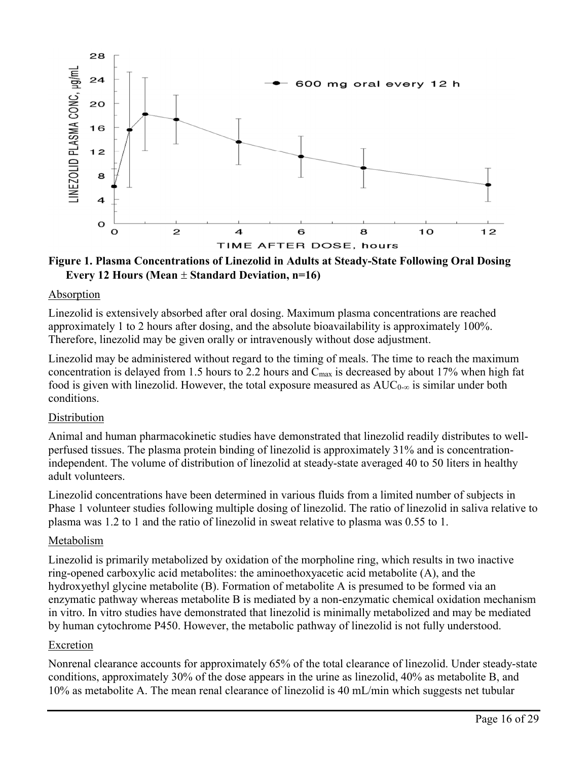**Figure 1. Plasma Concentrations of Linezolid in Adults at Steady-State Following Oral Dosing Every 12 Hours (Mean ± Standard Deviation, n=16)**

Absorption

Linezolid is extensively absorbed after oral dosing. Maximum plasma concentrations are reached approximately 1 to 2 hours after dosing, and the absolute bioavailability is approximately 100%. Therefore, linezolid may be given orally or intravenously without dose adjustment.

Linezolid may be administered without regard to the timing of meals. The time to reach the maximum concentration is delayed from 1.5 hours to 2.2 hours and $C_{max}$ is decreased by about 17% when high fat food is given with linezolid. However, the total exposure measured as $AUC_{0-\infty}$ is similar under both conditions.

Distribution

Animal and human pharmacokinetic studies have demonstrated that linezolid readily distributes to well-perfused tissues. The plasma protein binding of linezolid is approximately 31% and is concentration-independent. The volume of distribution of linezolid at steady-state averaged 40 to 50 liters in healthy adult volunteers.

Linezolid concentrations have been determined in various fluids from a limited number of subjects in Phase 1 volunteer studies following multiple dosing of linezolid. The ratio of linezolid in saliva relative to plasma was 1.2 to 1 and the ratio of linezolid in sweat relative to plasma was 0.55 to 1.

Metabolism

Linezolid is primarily metabolized by oxidation of the morpholine ring, which results in two inactive ring-opened carboxylic acid metabolites: the aminoethoxyacetic acid metabolite (A), and the hydroxyethyl glycine metabolite (B). Formation of metabolite A is presumed to be formed via an enzymatic pathway whereas metabolite B is mediated by a non-enzymatic chemical oxidation mechanism in vitro. In vitro studies have demonstrated that linezolid is minimally metabolized and may be mediated by human cytochrome P450. However, the metabolic pathway of linezolid is not fully understood.

Excretion

Nonrenal clearance accounts for approximately 65% of the total clearance of linezolid. Under steady-state conditions, approximately 30% of the dose appears in the urine as linezolid, 40% as metabolite B, and 10% as metabolite A. The mean renal clearance of linezolid is 40 mL/min which suggests net tubular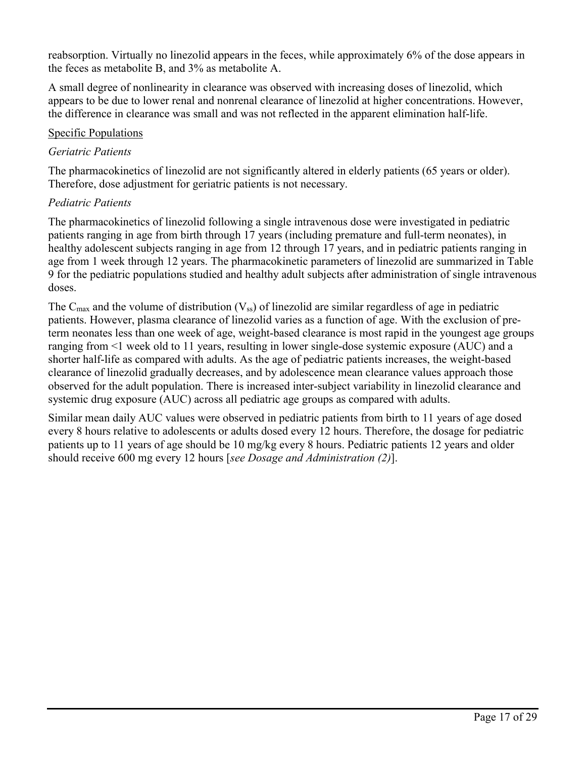reabsorption. Virtually no linezolid appears in the feces, while approximately 6% of the dose appears in the feces as metabolite B, and 3% as metabolite A.

A small degree of nonlinearity in clearance was observed with increasing doses of linezolid, which appears to be due to lower renal and nonrenal clearance of linezolid at higher concentrations. However, the difference in clearance was small and was not reflected in the apparent elimination half-life.

Specific Populations

*Geriatric Patients*

The pharmacokinetics of linezolid are not significantly altered in elderly patients (65 years or older). Therefore, dose adjustment for geriatric patients is not necessary.

*Pediatric Patients*

The pharmacokinetics of linezolid following a single intravenous dose were investigated in pediatric patients ranging in age from birth through 17 years (including premature and full-term neonates), in healthy adolescent subjects ranging in age from 12 through 17 years, and in pediatric patients ranging in age from 1 week through 12 years. The pharmacokinetic parameters of linezolid are summarized in Table 9 for the pediatric populations studied and healthy adult subjects after administration of single intravenous doses.

The $C_{max}$ and the volume of distribution ($V_{ss}$) of linezolid are similar regardless of age in pediatric patients. However, plasma clearance of linezolid varies as a function of age. With the exclusion of pre-term neonates less than one week of age, weight-based clearance is most rapid in the youngest age groups ranging from <1 week old to 11 years, resulting in lower single-dose systemic exposure (AUC) and a shorter half-life as compared with adults. As the age of pediatric patients increases, the weight-based clearance of linezolid gradually decreases, and by adolescence mean clearance values approach those observed for the adult population. There is increased inter-subject variability in linezolid clearance and systemic drug exposure (AUC) across all pediatric age groups as compared with adults.

Similar mean daily AUC values were observed in pediatric patients from birth to 11 years of age dosed every 8 hours relative to adolescents or adults dosed every 12 hours. Therefore, the dosage for pediatric patients up to 11 years of age should be 10 mg/kg every 8 hours. Pediatric patients 12 years and older should receive 600 mg every 12 hours [*see Dosage and Administration (2)*].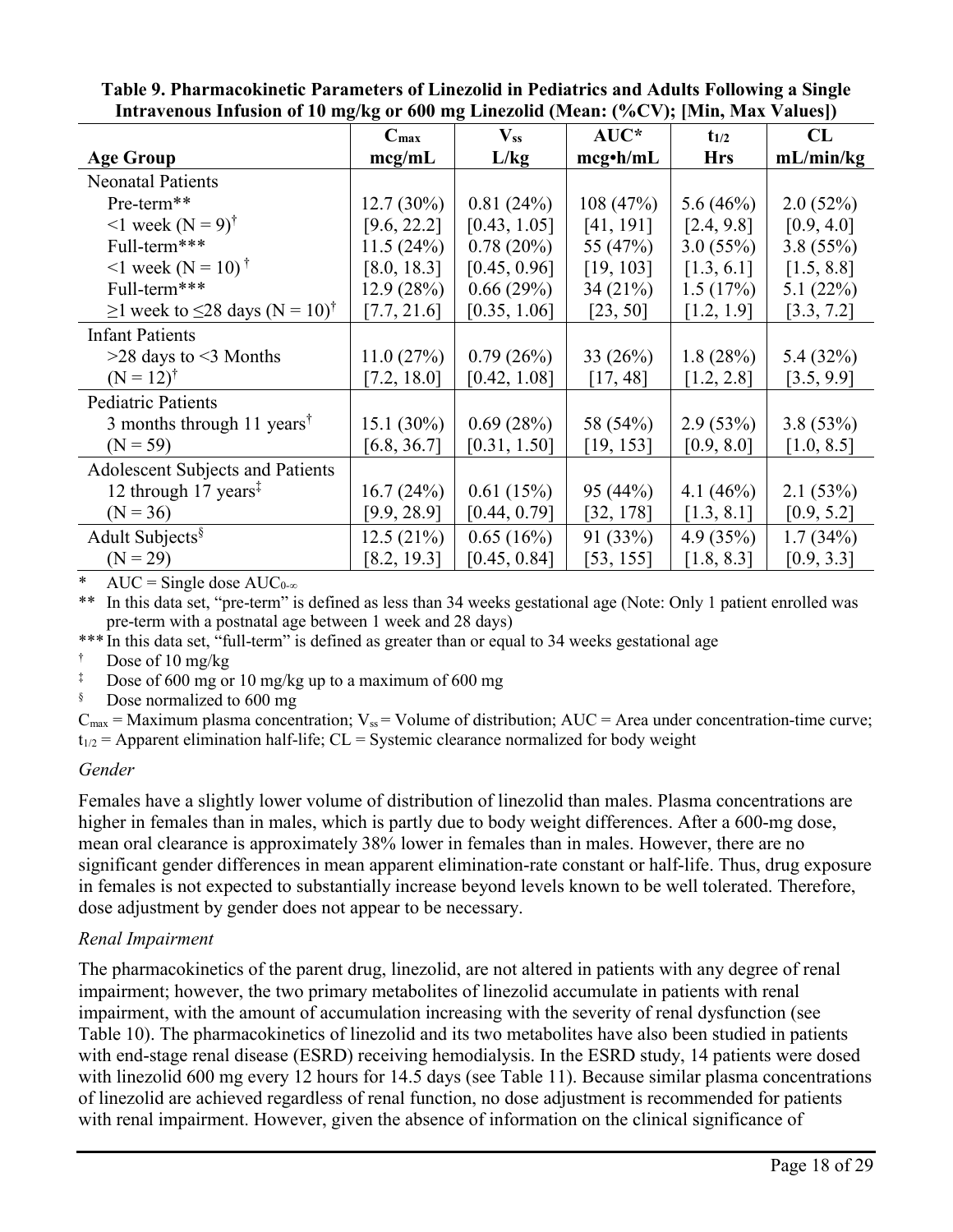**Table 9. Pharmacokinetic Parameters of Linezolid in Pediatrics and Adults Following a Single Intravenous Infusion of 10 mg/kg or 600 mg Linezolid (Mean: (%CV); [Min, Max Values])**

| Age Group | $C_{max}$ mcg/mL | $V_{ss}$ L/kg | AUC* mcg•h/mL | $t_{1/2}$ Hrs | CL mL/min/kg |
|---|---|---|---|---|---|
| **Neonatal Patients** | | | | | |
| Pre-term** <1 week (N = 9)[†] | 12.7 (30%) [9.6, 22.2] | 0.81 (24%) [0.43, 1.05] | 108 (47%) [41, 191] | 5.6 (46%) [2.4, 9.8] | 2.0 (52%) [0.9, 4.0] |
| Full-term*** <1 week (N = 10)[†] | 11.5 (24%) [8.0, 18.3] | 0.78 (20%) [0.45, 0.96] | 55 (47%) [19, 103] | 3.0 (55%) [1.3, 6.1] | 3.8 (55%) [1.5, 8.8] |
| Full-term*** ≥1 week to ≤28 days (N = 10)[†] | 12.9 (28%) [7.7, 21.6] | 0.66 (29%) [0.35, 1.06] | 34 (21%) [23, 50] | 1.5 (17%) [1.2, 1.9] | 5.1 (22%) [3.3, 7.2] |
| **Infant Patients** | | | | | |
| >28 days to <3 Months (N = 12)[†] | 11.0 (27%) [7.2, 18.0] | 0.79 (26%) [0.42, 1.08] | 33 (26%) [17, 48] | 1.8 (28%) [1.2, 2.8] | 5.4 (32%) [3.5, 9.9] |
| **Pediatric Patients** | | | | | |
| 3 months through 11 years[†] (N = 59) | 15.1 (30%) [6.8, 36.7] | 0.69 (28%) [0.31, 1.50] | 58 (54%) [19, 153] | 2.9 (53%) [0.9, 8.0] | 3.8 (53%) [1.0, 8.5] |
| **Adolescent Subjects and Patients** | | | | | |
| 12 through 17 years[‡] (N = 36) | 16.7 (24%) [9.9, 28.9] | 0.61 (15%) [0.44, 0.79] | 95 (44%) [32, 178] | 4.1 (46%) [1.3, 8.1] | 2.1 (53%) [0.9, 5.2] |
| **Adult Subjects**[§] (N = 29) | 12.5 (21%) [8.2, 19.3] | 0.65 (16%) [0.45, 0.84] | 91 (33%) [53, 155] | 4.9 (35%) [1.8, 8.3] | 1.7 (34%) [0.9, 3.3] |

\* AUC = Single dose $AUC_{0-\infty}$

** In this data set, "pre-term" is defined as less than 34 weeks gestational age (Note: Only 1 patient enrolled was pre-term with a postnatal age between 1 week and 28 days)

*** In this data set, "full-term" is defined as greater than or equal to 34 weeks gestational age

† Dose of 10 mg/kg

‡ Dose of 600 mg or 10 mg/kg up to a maximum of 600 mg

§ Dose normalized to 600 mg

$C_{max}$ = Maximum plasma concentration; $V_{ss}$ = Volume of distribution; AUC = Area under concentration-time curve; $t_{1/2}$ = Apparent elimination half-life; CL = Systemic clearance normalized for body weight

*Gender*

Females have a slightly lower volume of distribution of linezolid than males. Plasma concentrations are higher in females than in males, which is partly due to body weight differences. After a 600-mg dose, mean oral clearance is approximately 38% lower in females than in males. However, there are no significant gender differences in mean apparent elimination-rate constant or half-life. Thus, drug exposure in females is not expected to substantially increase beyond levels known to be well tolerated. Therefore, dose adjustment by gender does not appear to be necessary.

*Renal Impairment*

The pharmacokinetics of the parent drug, linezolid, are not altered in patients with any degree of renal impairment; however, the two primary metabolites of linezolid accumulate in patients with renal impairment, with the amount of accumulation increasing with the severity of renal dysfunction (see Table 10). The pharmacokinetics of linezolid and its two metabolites have also been studied in patients with end-stage renal disease (ESRD) receiving hemodialysis. In the ESRD study, 14 patients were dosed with linezolid 600 mg every 12 hours for 14.5 days (see Table 11). Because similar plasma concentrations of linezolid are achieved regardless of renal function, no dose adjustment is recommended for patients with renal impairment. However, given the absence of information on the clinical significance of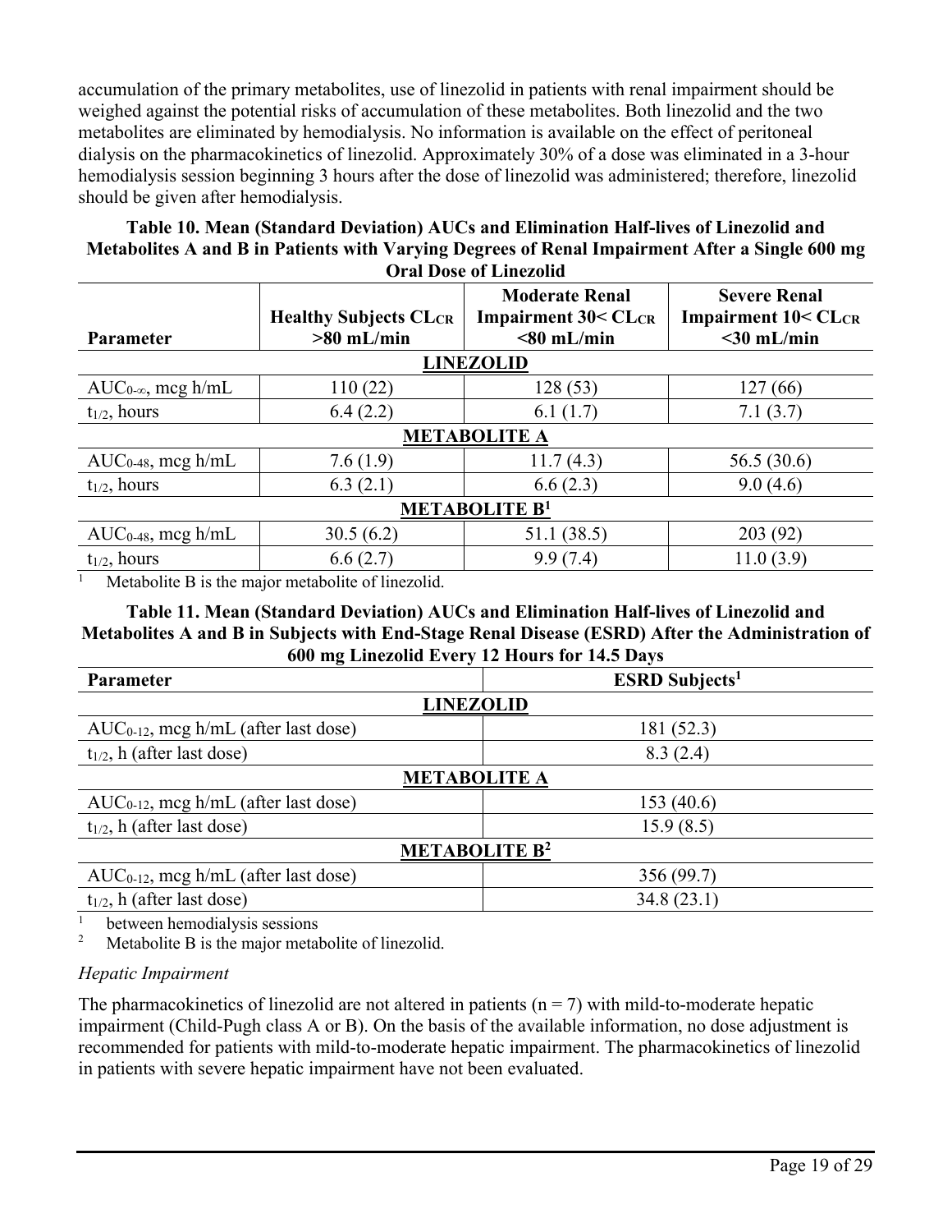accumulation of the primary metabolites, use of linezolid in patients with renal impairment should be weighed against the potential risks of accumulation of these metabolites. Both linezolid and the two metabolites are eliminated by hemodialysis. No information is available on the effect of peritoneal dialysis on the pharmacokinetics of linezolid. Approximately 30% of a dose was eliminated in a 3-hour hemodialysis session beginning 3 hours after the dose of linezolid was administered; therefore, linezolid should be given after hemodialysis.

**Table 10. Mean (Standard Deviation) AUCs and Elimination Half-lives of Linezolid and Metabolites A and B in Patients with Varying Degrees of Renal Impairment After a Single 600 mg Oral Dose of Linezolid**

| Parameter | Healthy Subjects $CL_{CR}$ >80 mL/min | Moderate Renal Impairment 30< $CL_{CR}$ <80 mL/min | Severe Renal Impairment 10< $CL_{CR}$ <30 mL/min |
|---|---|---|---|
| **LINEZOLID** | | | |
| $AUC_{0-\infty}$, mcg h/mL | 110 (22) | 128 (53) | 127 (66) |
| $t_{1/2}$, hours | 6.4 (2.2) | 6.1 (1.7) | 7.1 (3.7) |
| **METABOLITE A** | | | |
| $AUC_{0-48}$, mcg h/mL | 7.6 (1.9) | 11.7 (4.3) | 56.5 (30.6) |
| $t_{1/2}$, hours | 6.3 (2.1) | 6.6 (2.3) | 9.0 (4.6) |
| **METABOLITE B[1]** | | | |
| $AUC_{0-48}$, mcg h/mL | 30.5 (6.2) | 51.1 (38.5) | 203 (92) |
| $t_{1/2}$, hours | 6.6 (2.7) | 9.9 (7.4) | 11.0 (3.9) |

[1] Metabolite B is the major metabolite of linezolid.

**Table 11. Mean (Standard Deviation) AUCs and Elimination Half-lives of Linezolid and Metabolites A and B in Subjects with End-Stage Renal Disease (ESRD) After the Administration of 600 mg Linezolid Every 12 Hours for 14.5 Days**

| Parameter | ESRD Subjects[1] |
|---|---|
| **LINEZOLID** | |
| $AUC_{0-12}$, mcg h/mL (after last dose) | 181 (52.3) |
| $t_{1/2}$, h (after last dose) | 8.3 (2.4) |
| **METABOLITE A** | |
| $AUC_{0-12}$, mcg h/mL (after last dose) | 153 (40.6) |
| $t_{1/2}$, h (after last dose) | 15.9 (8.5) |
| **METABOLITE B[2]** | |
| $AUC_{0-12}$, mcg h/mL (after last dose) | 356 (99.7) |
| $t_{1/2}$, h (after last dose) | 34.8 (23.1) |

[1] between hemodialysis sessions

[2] Metabolite B is the major metabolite of linezolid.

*Hepatic Impairment*

The pharmacokinetics of linezolid are not altered in patients (n = 7) with mild-to-moderate hepatic impairment (Child-Pugh class A or B). On the basis of the available information, no dose adjustment is recommended for patients with mild-to-moderate hepatic impairment. The pharmacokinetics of linezolid in patients with severe hepatic impairment have not been evaluated.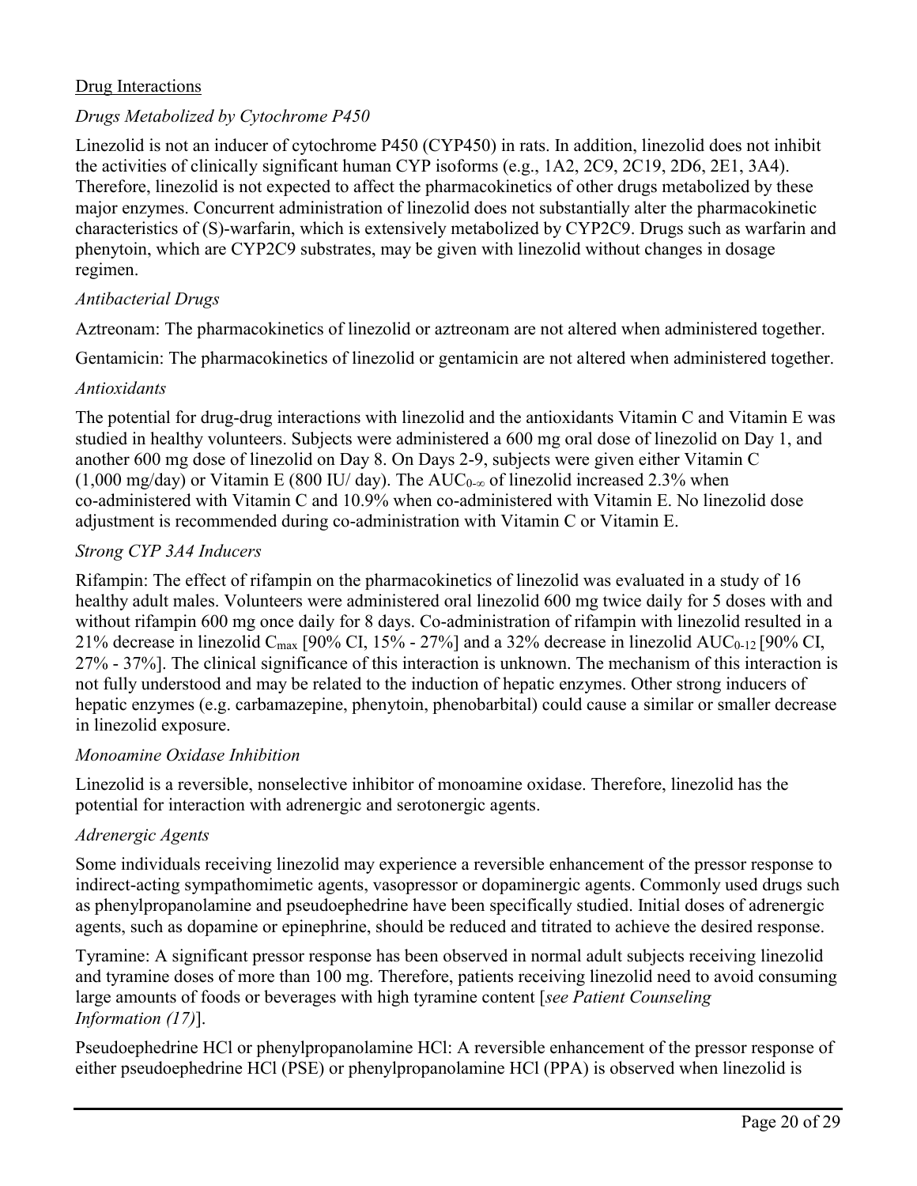## Drug Interactions

### *Drugs Metabolized by Cytochrome P450*

Linezolid is not an inducer of cytochrome P450 (CYP450) in rats. In addition, linezolid does not inhibit the activities of clinically significant human CYP isoforms (e.g., 1A2, 2C9, 2C19, 2D6, 2E1, 3A4). Therefore, linezolid is not expected to affect the pharmacokinetics of other drugs metabolized by these major enzymes. Concurrent administration of linezolid does not substantially alter the pharmacokinetic characteristics of (S)-warfarin, which is extensively metabolized by CYP2C9. Drugs such as warfarin and phenytoin, which are CYP2C9 substrates, may be given with linezolid without changes in dosage regimen.

### *Antibacterial Drugs*

Aztreonam: The pharmacokinetics of linezolid or aztreonam are not altered when administered together.

Gentamicin: The pharmacokinetics of linezolid or gentamicin are not altered when administered together.

### *Antioxidants*

The potential for drug-drug interactions with linezolid and the antioxidants Vitamin C and Vitamin E was studied in healthy volunteers. Subjects were administered a 600 mg oral dose of linezolid on Day 1, and another 600 mg dose of linezolid on Day 8. On Days 2-9, subjects were given either Vitamin C (1,000 mg/day) or Vitamin E (800 IU/ day). The $AUC_{0-\infty}$ of linezolid increased 2.3% when co-administered with Vitamin C and 10.9% when co-administered with Vitamin E. No linezolid dose adjustment is recommended during co-administration with Vitamin C or Vitamin E.

### *Strong CYP 3A4 Inducers*

Rifampin: The effect of rifampin on the pharmacokinetics of linezolid was evaluated in a study of 16 healthy adult males. Volunteers were administered oral linezolid 600 mg twice daily for 5 doses with and without rifampin 600 mg once daily for 8 days. Co-administration of rifampin with linezolid resulted in a 21% decrease in linezolid $C_{max}$ [90% CI, 15% - 27%] and a 32% decrease in linezolid $AUC_{0-12}$ [90% CI, 27% - 37%]. The clinical significance of this interaction is unknown. The mechanism of this interaction is not fully understood and may be related to the induction of hepatic enzymes. Other strong inducers of hepatic enzymes (e.g. carbamazepine, phenytoin, phenobarbital) could cause a similar or smaller decrease in linezolid exposure.

### *Monoamine Oxidase Inhibition*

Linezolid is a reversible, nonselective inhibitor of monoamine oxidase. Therefore, linezolid has the potential for interaction with adrenergic and serotonergic agents.

### *Adrenergic Agents*

Some individuals receiving linezolid may experience a reversible enhancement of the pressor response to indirect-acting sympathomimetic agents, vasopressor or dopaminergic agents. Commonly used drugs such as phenylpropanolamine and pseudoephedrine have been specifically studied. Initial doses of adrenergic agents, such as dopamine or epinephrine, should be reduced and titrated to achieve the desired response.

Tyramine: A significant pressor response has been observed in normal adult subjects receiving linezolid and tyramine doses of more than 100 mg. Therefore, patients receiving linezolid need to avoid consuming large amounts of foods or beverages with high tyramine content [*see Patient Counseling Information (17)*].

Pseudoephedrine HCl or phenylpropanolamine HCl: A reversible enhancement of the pressor response of either pseudoephedrine HCl (PSE) or phenylpropanolamine HCl (PPA) is observed when linezolid is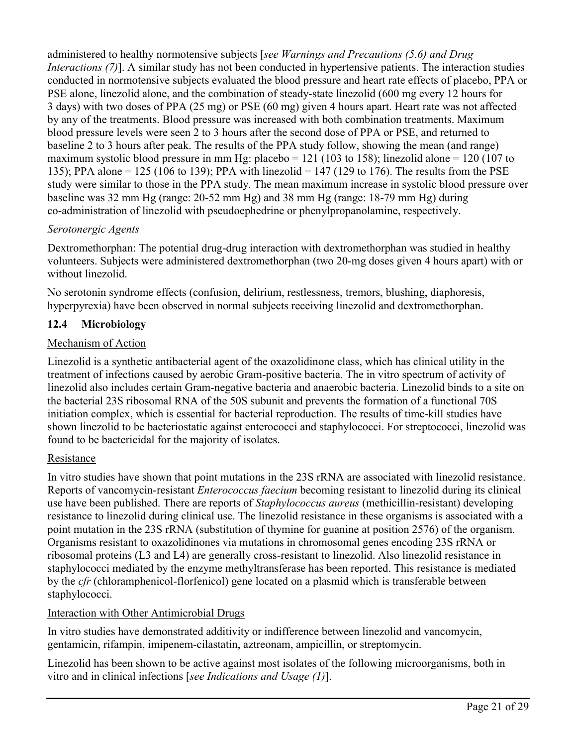administered to healthy normotensive subjects [*see Warnings and Precautions (5.6) and Drug Interactions (7)*]. A similar study has not been conducted in hypertensive patients. The interaction studies conducted in normotensive subjects evaluated the blood pressure and heart rate effects of placebo, PPA or PSE alone, linezolid alone, and the combination of steady-state linezolid (600 mg every 12 hours for 3 days) with two doses of PPA (25 mg) or PSE (60 mg) given 4 hours apart. Heart rate was not affected by any of the treatments. Blood pressure was increased with both combination treatments. Maximum blood pressure levels were seen 2 to 3 hours after the second dose of PPA or PSE, and returned to baseline 2 to 3 hours after peak. The results of the PPA study follow, showing the mean (and range) maximum systolic blood pressure in mm Hg: placebo = 121 (103 to 158); linezolid alone = 120 (107 to 135); PPA alone = 125 (106 to 139); PPA with linezolid = 147 (129 to 176). The results from the PSE study were similar to those in the PPA study. The mean maximum increase in systolic blood pressure over baseline was 32 mm Hg (range: 20-52 mm Hg) and 38 mm Hg (range: 18-79 mm Hg) during co-administration of linezolid with pseudoephedrine or phenylpropanolamine, respectively.

*Serotonergic Agents*

Dextromethorphan: The potential drug-drug interaction with dextromethorphan was studied in healthy volunteers. Subjects were administered dextromethorphan (two 20-mg doses given 4 hours apart) with or without linezolid.

No serotonin syndrome effects (confusion, delirium, restlessness, tremors, blushing, diaphoresis, hyperpyrexia) have been observed in normal subjects receiving linezolid and dextromethorphan.

### 12.4 Microbiology

Mechanism of Action

Linezolid is a synthetic antibacterial agent of the oxazolidinone class, which has clinical utility in the treatment of infections caused by aerobic Gram-positive bacteria. The in vitro spectrum of activity of linezolid also includes certain Gram-negative bacteria and anaerobic bacteria. Linezolid binds to a site on the bacterial 23S ribosomal RNA of the 50S subunit and prevents the formation of a functional 70S initiation complex, which is essential for bacterial reproduction. The results of time-kill studies have shown linezolid to be bacteriostatic against enterococci and staphylococci. For streptococci, linezolid was found to be bactericidal for the majority of isolates.

Resistance

In vitro studies have shown that point mutations in the 23S rRNA are associated with linezolid resistance. Reports of vancomycin-resistant *Enterococcus faecium* becoming resistant to linezolid during its clinical use have been published. There are reports of *Staphylococcus aureus* (methicillin-resistant) developing resistance to linezolid during clinical use. The linezolid resistance in these organisms is associated with a point mutation in the 23S rRNA (substitution of thymine for guanine at position 2576) of the organism. Organisms resistant to oxazolidinones via mutations in chromosomal genes encoding 23S rRNA or ribosomal proteins (L3 and L4) are generally cross-resistant to linezolid. Also linezolid resistance in staphylococci mediated by the enzyme methyltransferase has been reported. This resistance is mediated by the *cfr* (chloramphenicol-florfenicol) gene located on a plasmid which is transferable between staphylococci.

Interaction with Other Antimicrobial Drugs

In vitro studies have demonstrated additivity or indifference between linezolid and vancomycin, gentamicin, rifampin, imipenem-cilastatin, aztreonam, ampicillin, or streptomycin.

Linezolid has been shown to be active against most isolates of the following microorganisms, both in vitro and in clinical infections [*see Indications and Usage (1)*].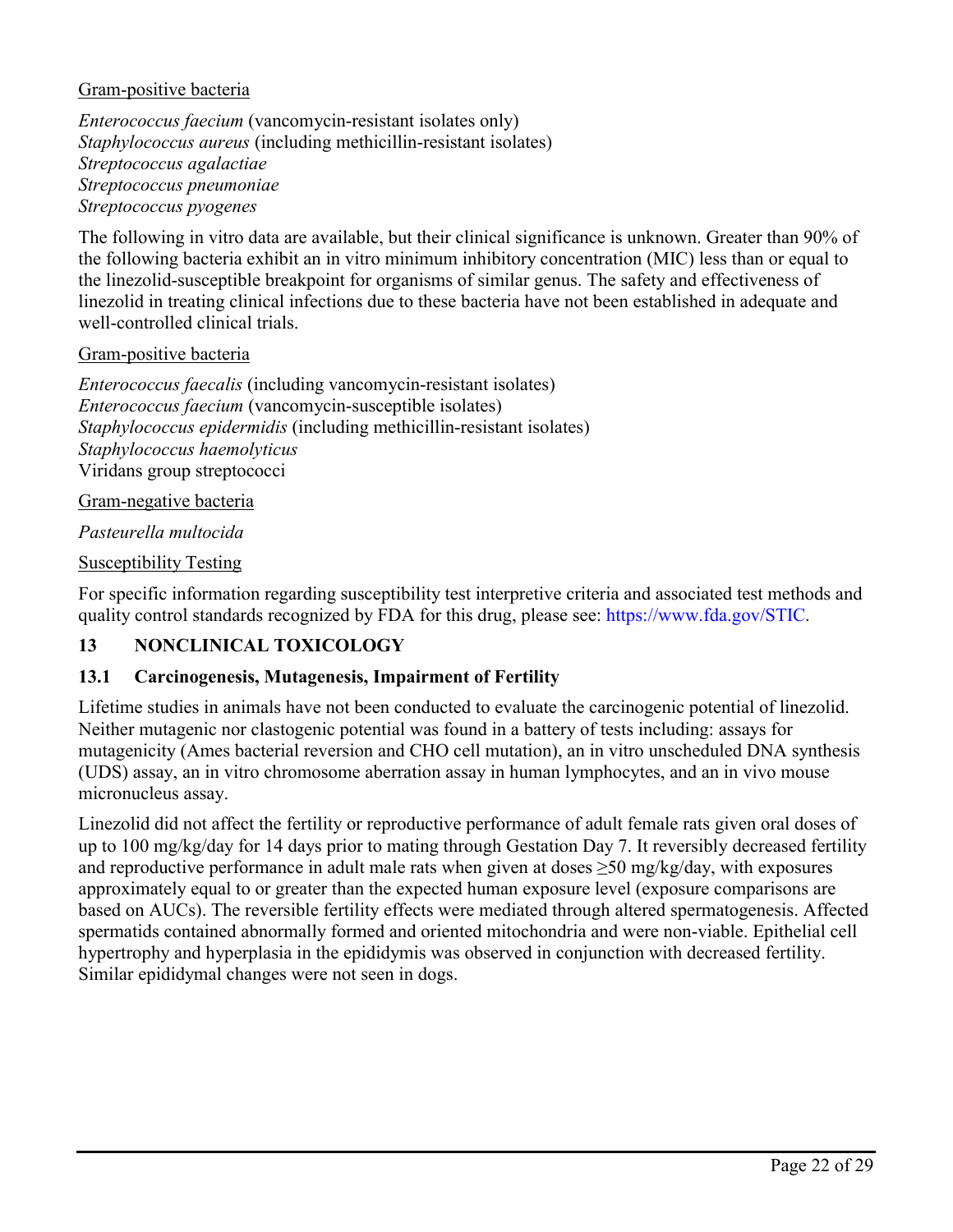Gram-positive bacteria

*Enterococcus faecium* (vancomycin-resistant isolates only)
*Staphylococcus aureus* (including methicillin-resistant isolates)
*Streptococcus agalactiae*
*Streptococcus pneumoniae*
*Streptococcus pyogenes*

The following in vitro data are available, but their clinical significance is unknown. Greater than 90% of the following bacteria exhibit an in vitro minimum inhibitory concentration (MIC) less than or equal to the linezolid-susceptible breakpoint for organisms of similar genus. The safety and effectiveness of linezolid in treating clinical infections due to these bacteria have not been established in adequate and well-controlled clinical trials.

Gram-positive bacteria

*Enterococcus faecalis* (including vancomycin-resistant isolates)
*Enterococcus faecium* (vancomycin-susceptible isolates)
*Staphylococcus epidermidis* (including methicillin-resistant isolates)
*Staphylococcus haemolyticus*
Viridans group streptococci

Gram-negative bacteria

*Pasteurella multocida*

Susceptibility Testing

For specific information regarding susceptibility test interpretive criteria and associated test methods and quality control standards recognized by FDA for this drug, please see: https://www.fda.gov/STIC.

## 13 NONCLINICAL TOXICOLOGY

### 13.1 Carcinogenesis, Mutagenesis, Impairment of Fertility

Lifetime studies in animals have not been conducted to evaluate the carcinogenic potential of linezolid. Neither mutagenic nor clastogenic potential was found in a battery of tests including: assays for mutagenicity (Ames bacterial reversion and CHO cell mutation), an in vitro unscheduled DNA synthesis (UDS) assay, an in vitro chromosome aberration assay in human lymphocytes, and an in vivo mouse micronucleus assay.

Linezolid did not affect the fertility or reproductive performance of adult female rats given oral doses of up to 100 mg/kg/day for 14 days prior to mating through Gestation Day 7. It reversibly decreased fertility and reproductive performance in adult male rats when given at doses ≥50 mg/kg/day, with exposures approximately equal to or greater than the expected human exposure level (exposure comparisons are based on AUCs). The reversible fertility effects were mediated through altered spermatogenesis. Affected spermatids contained abnormally formed and oriented mitochondria and were non-viable. Epithelial cell hypertrophy and hyperplasia in the epididymis was observed in conjunction with decreased fertility. Similar epididymal changes were not seen in dogs.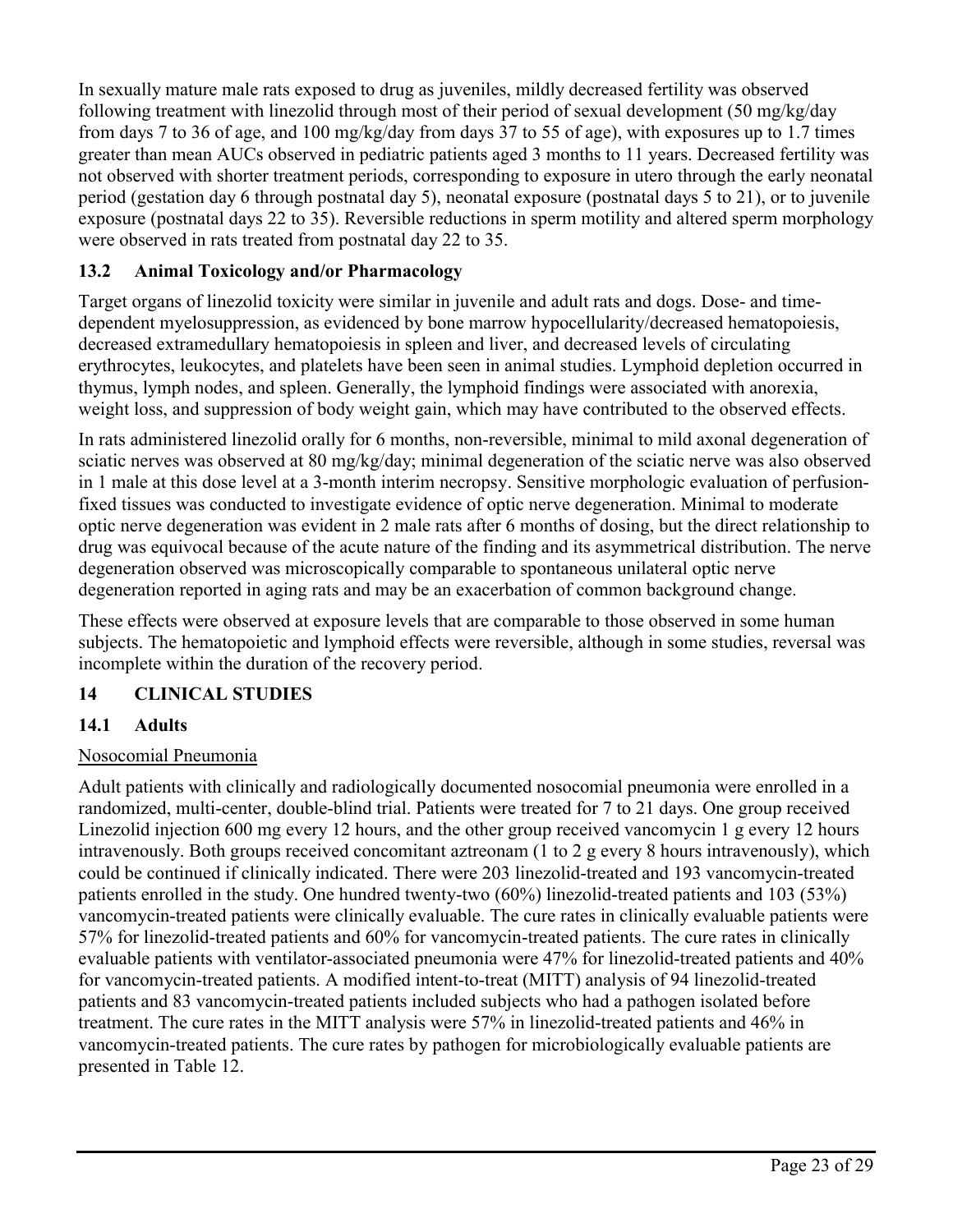In sexually mature male rats exposed to drug as juveniles, mildly decreased fertility was observed following treatment with linezolid through most of their period of sexual development (50 mg/kg/day from days 7 to 36 of age, and 100 mg/kg/day from days 37 to 55 of age), with exposures up to 1.7 times greater than mean AUCs observed in pediatric patients aged 3 months to 11 years. Decreased fertility was not observed with shorter treatment periods, corresponding to exposure in utero through the early neonatal period (gestation day 6 through postnatal day 5), neonatal exposure (postnatal days 5 to 21), or to juvenile exposure (postnatal days 22 to 35). Reversible reductions in sperm motility and altered sperm morphology were observed in rats treated from postnatal day 22 to 35.

### 13.2 Animal Toxicology and/or Pharmacology

Target organs of linezolid toxicity were similar in juvenile and adult rats and dogs. Dose- and time-dependent myelosuppression, as evidenced by bone marrow hypocellularity/decreased hematopoiesis, decreased extramedullary hematopoiesis in spleen and liver, and decreased levels of circulating erythrocytes, leukocytes, and platelets have been seen in animal studies. Lymphoid depletion occurred in thymus, lymph nodes, and spleen. Generally, the lymphoid findings were associated with anorexia, weight loss, and suppression of body weight gain, which may have contributed to the observed effects.

In rats administered linezolid orally for 6 months, non-reversible, minimal to mild axonal degeneration of sciatic nerves was observed at 80 mg/kg/day; minimal degeneration of the sciatic nerve was also observed in 1 male at this dose level at a 3-month interim necropsy. Sensitive morphologic evaluation of perfusion-fixed tissues was conducted to investigate evidence of optic nerve degeneration. Minimal to moderate optic nerve degeneration was evident in 2 male rats after 6 months of dosing, but the direct relationship to drug was equivocal because of the acute nature of the finding and its asymmetrical distribution. The nerve degeneration observed was microscopically comparable to spontaneous unilateral optic nerve degeneration reported in aging rats and may be an exacerbation of common background change.

These effects were observed at exposure levels that are comparable to those observed in some human subjects. The hematopoietic and lymphoid effects were reversible, although in some studies, reversal was incomplete within the duration of the recovery period.

## 14 CLINICAL STUDIES

### 14.1 Adults

Nosocomial Pneumonia

Adult patients with clinically and radiologically documented nosocomial pneumonia were enrolled in a randomized, multi-center, double-blind trial. Patients were treated for 7 to 21 days. One group received Linezolid injection 600 mg every 12 hours, and the other group received vancomycin 1 g every 12 hours intravenously. Both groups received concomitant aztreonam (1 to 2 g every 8 hours intravenously), which could be continued if clinically indicated. There were 203 linezolid-treated and 193 vancomycin-treated patients enrolled in the study. One hundred twenty-two (60%) linezolid-treated patients and 103 (53%) vancomycin-treated patients were clinically evaluable. The cure rates in clinically evaluable patients were 57% for linezolid-treated patients and 60% for vancomycin-treated patients. The cure rates in clinically evaluable patients with ventilator-associated pneumonia were 47% for linezolid-treated patients and 40% for vancomycin-treated patients. A modified intent-to-treat (MITT) analysis of 94 linezolid-treated patients and 83 vancomycin-treated patients included subjects who had a pathogen isolated before treatment. The cure rates in the MITT analysis were 57% in linezolid-treated patients and 46% in vancomycin-treated patients. The cure rates by pathogen for microbiologically evaluable patients are presented in Table 12.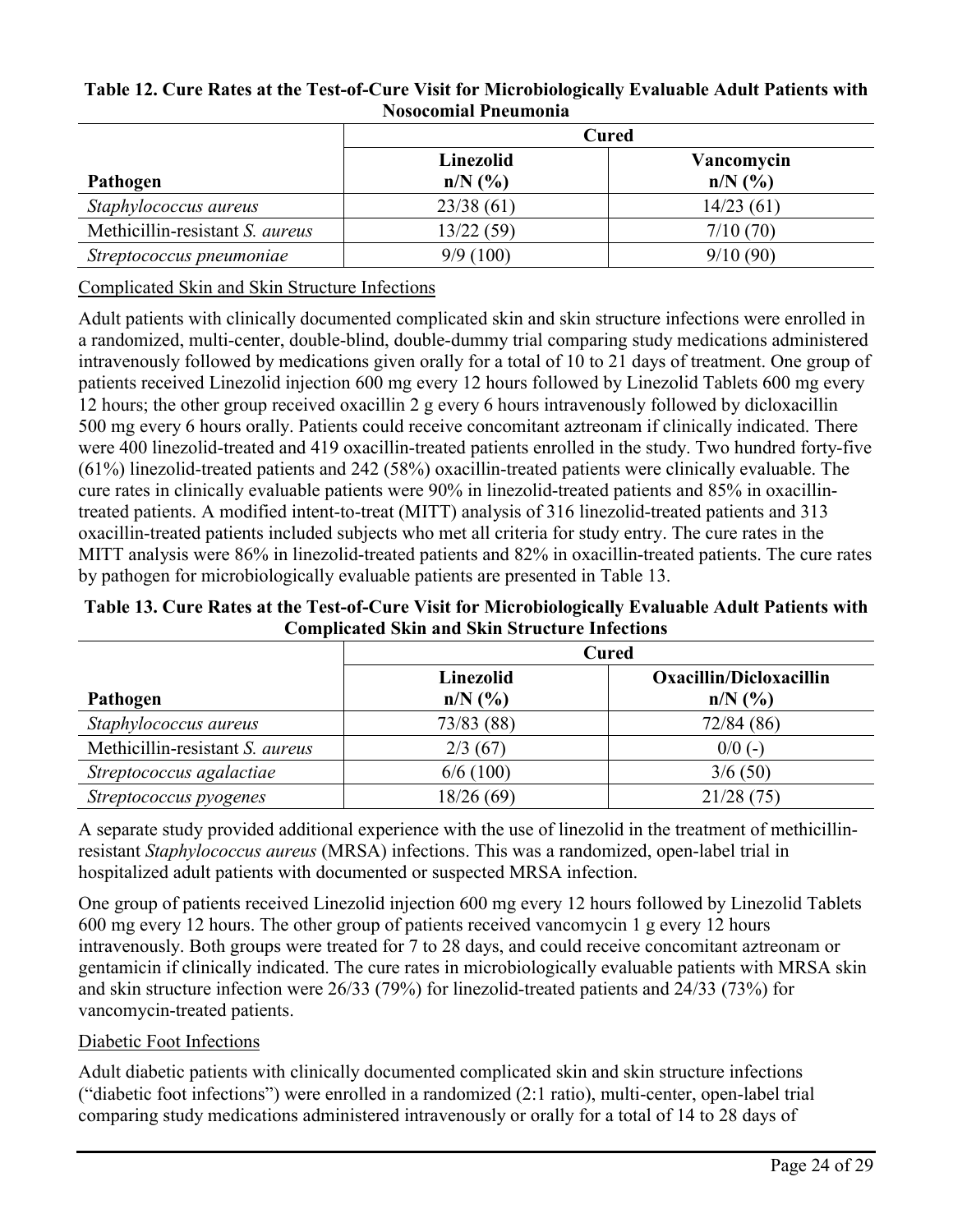**Table 12. Cure Rates at the Test-of-Cure Visit for Microbiologically Evaluable Adult Patients with Nosocomial Pneumonia**

| Pathogen | Cured | |
|---|---|---|
| | **Linezolid n/N (%)** | **Vancomycin n/N (%)** |
| *Staphylococcus aureus* | 23/38 (61) | 14/23 (61) |
| Methicillin-resistant *S. aureus* | 13/22 (59) | 7/10 (70) |
| *Streptococcus pneumoniae* | 9/9 (100) | 9/10 (90) |

Complicated Skin and Skin Structure Infections

Adult patients with clinically documented complicated skin and skin structure infections were enrolled in a randomized, multi-center, double-blind, double-dummy trial comparing study medications administered intravenously followed by medications given orally for a total of 10 to 21 days of treatment. One group of patients received Linezolid injection 600 mg every 12 hours followed by Linezolid Tablets 600 mg every 12 hours; the other group received oxacillin 2 g every 6 hours intravenously followed by dicloxacillin 500 mg every 6 hours orally. Patients could receive concomitant aztreonam if clinically indicated. There were 400 linezolid-treated and 419 oxacillin-treated patients enrolled in the study. Two hundred forty-five (61%) linezolid-treated patients and 242 (58%) oxacillin-treated patients were clinically evaluable. The cure rates in clinically evaluable patients were 90% in linezolid-treated patients and 85% in oxacillin-treated patients. A modified intent-to-treat (MITT) analysis of 316 linezolid-treated patients and 313 oxacillin-treated patients included subjects who met all criteria for study entry. The cure rates in the MITT analysis were 86% in linezolid-treated patients and 82% in oxacillin-treated patients. The cure rates by pathogen for microbiologically evaluable patients are presented in Table 13.

**Table 13. Cure Rates at the Test-of-Cure Visit for Microbiologically Evaluable Adult Patients with Complicated Skin and Skin Structure Infections**

| Pathogen | Cured | |
|---|---|---|
| | **Linezolid n/N (%)** | **Oxacillin/Dicloxacillin n/N (%)** |
| *Staphylococcus aureus* | 73/83 (88) | 72/84 (86) |
| Methicillin-resistant *S. aureus* | 2/3 (67) | 0/0 (-) |
| *Streptococcus agalactiae* | 6/6 (100) | 3/6 (50) |
| *Streptococcus pyogenes* | 18/26 (69) | 21/28 (75) |

A separate study provided additional experience with the use of linezolid in the treatment of methicillin-resistant *Staphylococcus aureus* (MRSA) infections. This was a randomized, open-label trial in hospitalized adult patients with documented or suspected MRSA infection.

One group of patients received Linezolid injection 600 mg every 12 hours followed by Linezolid Tablets 600 mg every 12 hours. The other group of patients received vancomycin 1 g every 12 hours intravenously. Both groups were treated for 7 to 28 days, and could receive concomitant aztreonam or gentamicin if clinically indicated. The cure rates in microbiologically evaluable patients with MRSA skin and skin structure infection were 26/33 (79%) for linezolid-treated patients and 24/33 (73%) for vancomycin-treated patients.

Diabetic Foot Infections

Adult diabetic patients with clinically documented complicated skin and skin structure infections ("diabetic foot infections") were enrolled in a randomized (2:1 ratio), multi-center, open-label trial comparing study medications administered intravenously or orally for a total of 14 to 28 days of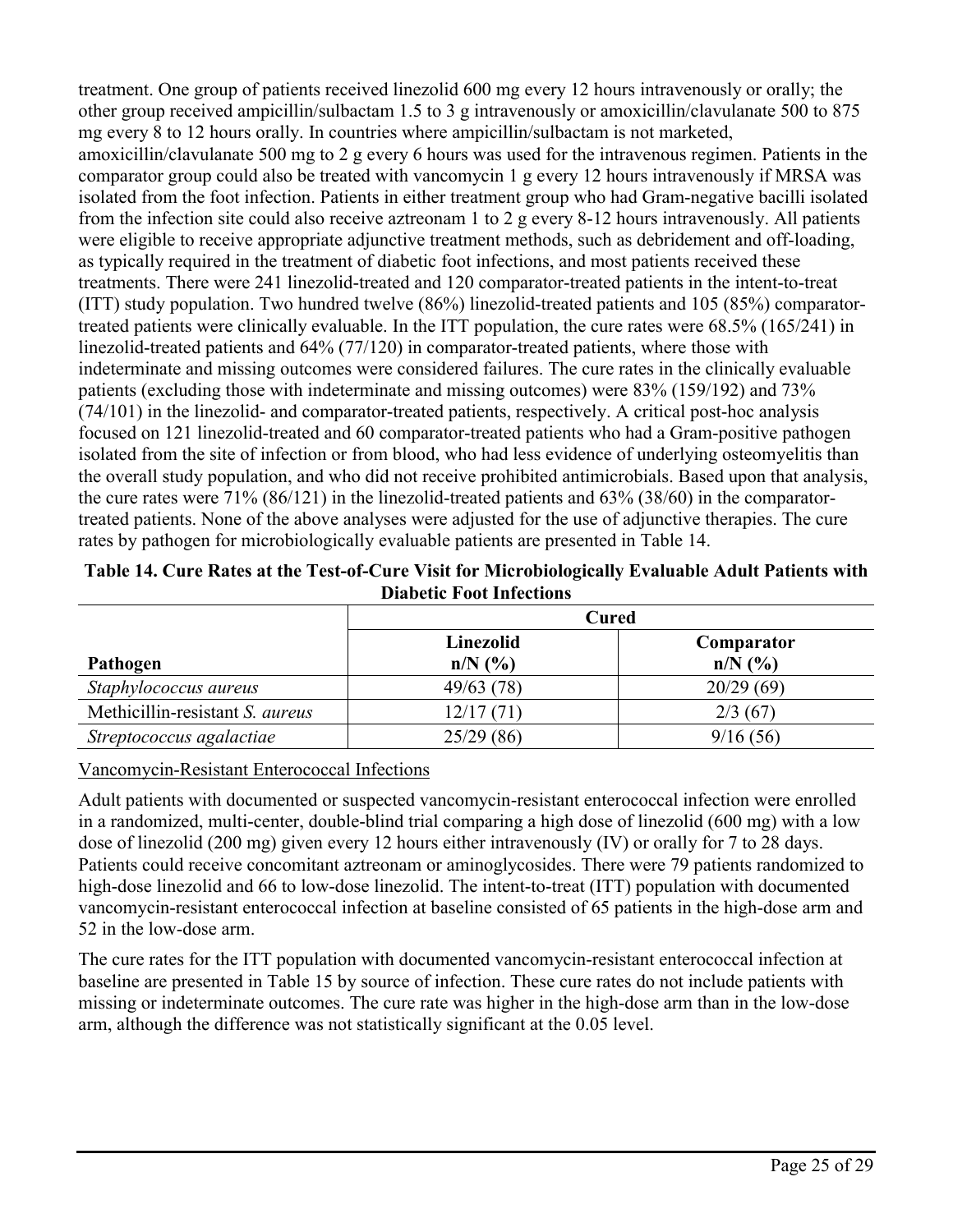treatment. One group of patients received linezolid 600 mg every 12 hours intravenously or orally; the other group received ampicillin/sulbactam 1.5 to 3 g intravenously or amoxicillin/clavulanate 500 to 875 mg every 8 to 12 hours orally. In countries where ampicillin/sulbactam is not marketed, amoxicillin/clavulanate 500 mg to 2 g every 6 hours was used for the intravenous regimen. Patients in the comparator group could also be treated with vancomycin 1 g every 12 hours intravenously if MRSA was isolated from the foot infection. Patients in either treatment group who had Gram-negative bacilli isolated from the infection site could also receive aztreonam 1 to 2 g every 8-12 hours intravenously. All patients were eligible to receive appropriate adjunctive treatment methods, such as debridement and off-loading, as typically required in the treatment of diabetic foot infections, and most patients received these treatments. There were 241 linezolid-treated and 120 comparator-treated patients in the intent-to-treat (ITT) study population. Two hundred twelve (86%) linezolid-treated patients and 105 (85%) comparator-treated patients were clinically evaluable. In the ITT population, the cure rates were 68.5% (165/241) in linezolid-treated patients and 64% (77/120) in comparator-treated patients, where those with indeterminate and missing outcomes were considered failures. The cure rates in the clinically evaluable patients (excluding those with indeterminate and missing outcomes) were 83% (159/192) and 73% (74/101) in the linezolid- and comparator-treated patients, respectively. A critical post-hoc analysis focused on 121 linezolid-treated and 60 comparator-treated patients who had a Gram-positive pathogen isolated from the site of infection or from blood, who had less evidence of underlying osteomyelitis than the overall study population, and who did not receive prohibited antimicrobials. Based upon that analysis, the cure rates were 71% (86/121) in the linezolid-treated patients and 63% (38/60) in the comparator-treated patients. None of the above analyses were adjusted for the use of adjunctive therapies. The cure rates by pathogen for microbiologically evaluable patients are presented in Table 14.

**Table 14. Cure Rates at the Test-of-Cure Visit for Microbiologically Evaluable Adult Patients with Diabetic Foot Infections**

| | Cured | |
|---|---|---|
| **Pathogen** | **Linezolid n/N (%)** | **Comparator n/N (%)** |
| *Staphylococcus aureus* | 49/63 (78) | 20/29 (69) |
| Methicillin-resistant *S. aureus* | 12/17 (71) | 2/3 (67) |
| *Streptococcus agalactiae* | 25/29 (86) | 9/16 (56) |

Vancomycin-Resistant Enterococcal Infections

Adult patients with documented or suspected vancomycin-resistant enterococcal infection were enrolled in a randomized, multi-center, double-blind trial comparing a high dose of linezolid (600 mg) with a low dose of linezolid (200 mg) given every 12 hours either intravenously (IV) or orally for 7 to 28 days. Patients could receive concomitant aztreonam or aminoglycosides. There were 79 patients randomized to high-dose linezolid and 66 to low-dose linezolid. The intent-to-treat (ITT) population with documented vancomycin-resistant enterococcal infection at baseline consisted of 65 patients in the high-dose arm and 52 in the low-dose arm.

The cure rates for the ITT population with documented vancomycin-resistant enterococcal infection at baseline are presented in Table 15 by source of infection. These cure rates do not include patients with missing or indeterminate outcomes. The cure rate was higher in the high-dose arm than in the low-dose arm, although the difference was not statistically significant at the 0.05 level.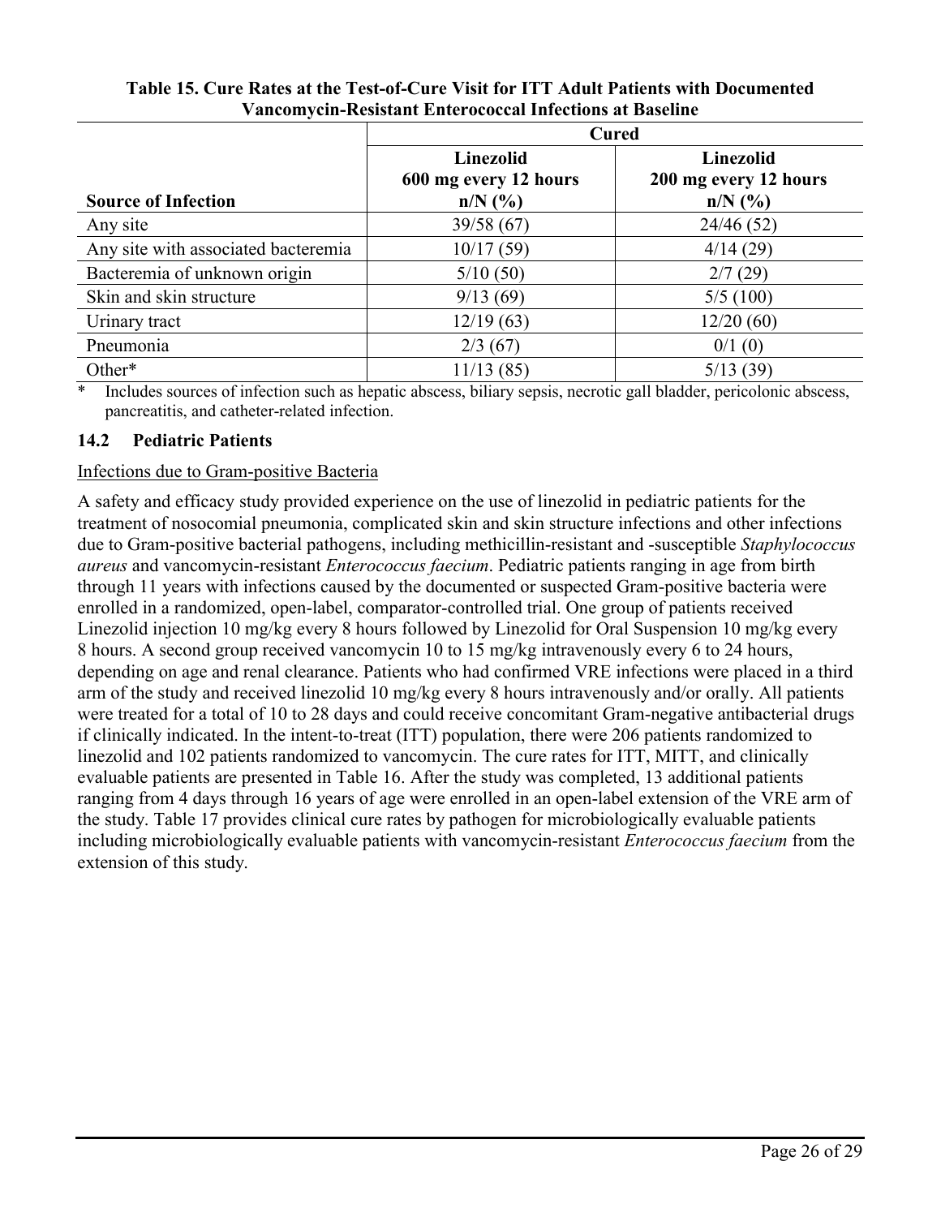**Table 15. Cure Rates at the Test-of-Cure Visit for ITT Adult Patients with Documented Vancomycin-Resistant Enterococcal Infections at Baseline**

| | Cured | |
|---|---|---|
| **Source of Infection** | **Linezolid 600 mg every 12 hours n/N (%)** | **Linezolid 200 mg every 12 hours n/N (%)** |
| Any site | 39/58 (67) | 24/46 (52) |
| Any site with associated bacteremia | 10/17 (59) | 4/14 (29) |
| Bacteremia of unknown origin | 5/10 (50) | 2/7 (29) |
| Skin and skin structure | 9/13 (69) | 5/5 (100) |
| Urinary tract | 12/19 (63) | 12/20 (60) |
| Pneumonia | 2/3 (67) | 0/1 (0) |
| Other* | 11/13 (85) | 5/13 (39) |

\* Includes sources of infection such as hepatic abscess, biliary sepsis, necrotic gall bladder, pericolonic abscess, pancreatitis, and catheter-related infection.

### 14.2 Pediatric Patients

Infections due to Gram-positive Bacteria

A safety and efficacy study provided experience on the use of linezolid in pediatric patients for the treatment of nosocomial pneumonia, complicated skin and skin structure infections and other infections due to Gram-positive bacterial pathogens, including methicillin-resistant and -susceptible *Staphylococcus aureus* and vancomycin-resistant *Enterococcus faecium*. Pediatric patients ranging in age from birth through 11 years with infections caused by the documented or suspected Gram-positive bacteria were enrolled in a randomized, open-label, comparator-controlled trial. One group of patients received Linezolid injection 10 mg/kg every 8 hours followed by Linezolid for Oral Suspension 10 mg/kg every 8 hours. A second group received vancomycin 10 to 15 mg/kg intravenously every 6 to 24 hours, depending on age and renal clearance. Patients who had confirmed VRE infections were placed in a third arm of the study and received linezolid 10 mg/kg every 8 hours intravenously and/or orally. All patients were treated for a total of 10 to 28 days and could receive concomitant Gram-negative antibacterial drugs if clinically indicated. In the intent-to-treat (ITT) population, there were 206 patients randomized to linezolid and 102 patients randomized to vancomycin. The cure rates for ITT, MITT, and clinically evaluable patients are presented in Table 16. After the study was completed, 13 additional patients ranging from 4 days through 16 years of age were enrolled in an open-label extension of the VRE arm of the study. Table 17 provides clinical cure rates by pathogen for microbiologically evaluable patients including microbiologically evaluable patients with vancomycin-resistant *Enterococcus faecium* from the extension of this study.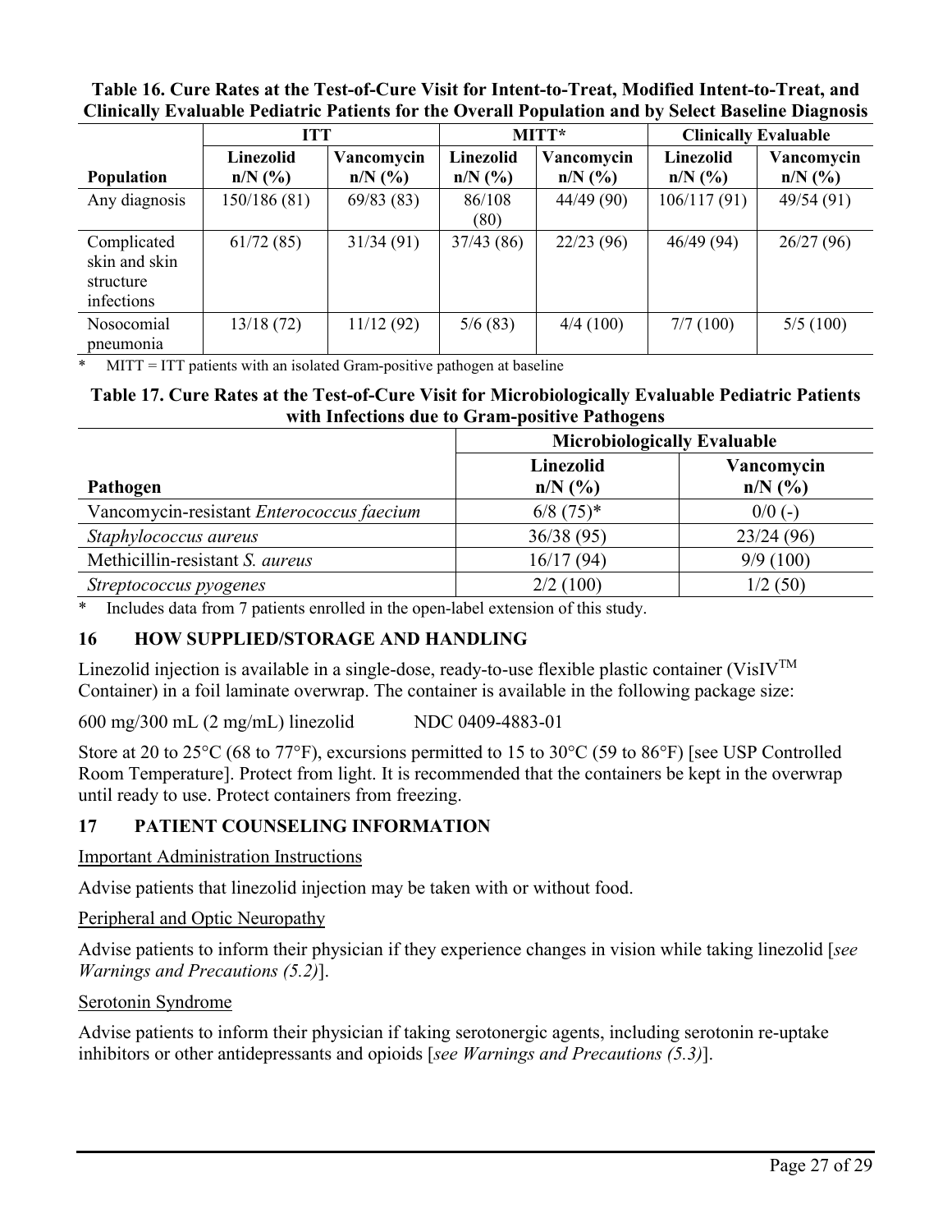**Table 16. Cure Rates at the Test-of-Cure Visit for Intent-to-Treat, Modified Intent-to-Treat, and Clinically Evaluable Pediatric Patients for the Overall Population and by Select Baseline Diagnosis**

| | ITT | | MITT* | | Clinically Evaluable | |
|---|---|---|---|---|---|---|
| **Population** | **Linezolid n/N (%)** | **Vancomycin n/N (%)** | **Linezolid n/N (%)** | **Vancomycin n/N (%)** | **Linezolid n/N (%)** | **Vancomycin n/N (%)** |
| Any diagnosis | 150/186 (81) | 69/83 (83) | 86/108 (80) | 44/49 (90) | 106/117 (91) | 49/54 (91) |
| Complicated skin and skin structure infections | 61/72 (85) | 31/34 (91) | 37/43 (86) | 22/23 (96) | 46/49 (94) | 26/27 (96) |
| Nosocomial pneumonia | 13/18 (72) | 11/12 (92) | 5/6 (83) | 4/4 (100) | 7/7 (100) | 5/5 (100) |

\* MITT = ITT patients with an isolated Gram-positive pathogen at baseline

**Table 17. Cure Rates at the Test-of-Cure Visit for Microbiologically Evaluable Pediatric Patients with Infections due to Gram-positive Pathogens**

| | Microbiologically Evaluable | |
|---|---|---|
| **Pathogen** | **Linezolid n/N (%)** | **Vancomycin n/N (%)** |
| Vancomycin-resistant *Enterococcus faecium* | 6/8 (75)* | 0/0 (-) |
| *Staphylococcus aureus* | 36/38 (95) | 23/24 (96) |
| Methicillin-resistant *S. aureus* | 16/17 (94) | 9/9 (100) |
| *Streptococcus pyogenes* | 2/2 (100) | 1/2 (50) |

\* Includes data from 7 patients enrolled in the open-label extension of this study.

## 16 HOW SUPPLIED/STORAGE AND HANDLING

Linezolid injection is available in a single-dose, ready-to-use flexible plastic container (VisIV™ Container) in a foil laminate overwrap. The container is available in the following package size:

600 mg/300 mL (2 mg/mL) linezolid NDC 0409-4883-01

Store at 20 to 25°C (68 to 77°F), excursions permitted to 15 to 30°C (59 to 86°F) [see USP Controlled Room Temperature]. Protect from light. It is recommended that the containers be kept in the overwrap until ready to use. Protect containers from freezing.

## 17 PATIENT COUNSELING INFORMATION

Important Administration Instructions

Advise patients that linezolid injection may be taken with or without food.

Peripheral and Optic Neuropathy

Advise patients to inform their physician if they experience changes in vision while taking linezolid [*see Warnings and Precautions (5.2)*].

Serotonin Syndrome

Advise patients to inform their physician if taking serotonergic agents, including serotonin re-uptake inhibitors or other antidepressants and opioids [*see Warnings and Precautions (5.3)*].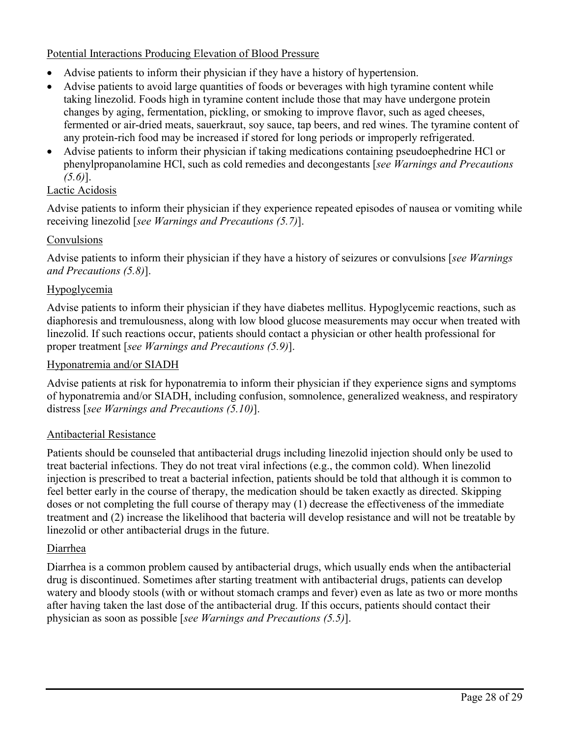Potential Interactions Producing Elevation of Blood Pressure

- Advise patients to inform their physician if they have a history of hypertension.
- Advise patients to avoid large quantities of foods or beverages with high tyramine content while taking linezolid. Foods high in tyramine content include those that may have undergone protein changes by aging, fermentation, pickling, or smoking to improve flavor, such as aged cheeses, fermented or air-dried meats, sauerkraut, soy sauce, tap beers, and red wines. The tyramine content of any protein-rich food may be increased if stored for long periods or improperly refrigerated.
- Advise patients to inform their physician if taking medications containing pseudoephedrine HCl or phenylpropanolamine HCl, such as cold remedies and decongestants [*see Warnings and Precautions (5.6)*].

Lactic Acidosis

Advise patients to inform their physician if they experience repeated episodes of nausea or vomiting while receiving linezolid [*see Warnings and Precautions (5.7)*].

Convulsions

Advise patients to inform their physician if they have a history of seizures or convulsions [*see Warnings and Precautions (5.8)*].

Hypoglycemia

Advise patients to inform their physician if they have diabetes mellitus. Hypoglycemic reactions, such as diaphoresis and tremulousness, along with low blood glucose measurements may occur when treated with linezolid. If such reactions occur, patients should contact a physician or other health professional for proper treatment [*see Warnings and Precautions (5.9)*].

Hyponatremia and/or SIADH

Advise patients at risk for hyponatremia to inform their physician if they experience signs and symptoms of hyponatremia and/or SIADH, including confusion, somnolence, generalized weakness, and respiratory distress [*see Warnings and Precautions (5.10)*].

Antibacterial Resistance

Patients should be counseled that antibacterial drugs including linezolid injection should only be used to treat bacterial infections. They do not treat viral infections (e.g., the common cold). When linezolid injection is prescribed to treat a bacterial infection, patients should be told that although it is common to feel better early in the course of therapy, the medication should be taken exactly as directed. Skipping doses or not completing the full course of therapy may (1) decrease the effectiveness of the immediate treatment and (2) increase the likelihood that bacteria will develop resistance and will not be treatable by linezolid or other antibacterial drugs in the future.

Diarrhea

Diarrhea is a common problem caused by antibacterial drugs, which usually ends when the antibacterial drug is discontinued. Sometimes after starting treatment with antibacterial drugs, patients can develop watery and bloody stools (with or without stomach cramps and fever) even as late as two or more months after having taken the last dose of the antibacterial drug. If this occurs, patients should contact their physician as soon as possible [*see Warnings and Precautions (5.5)*].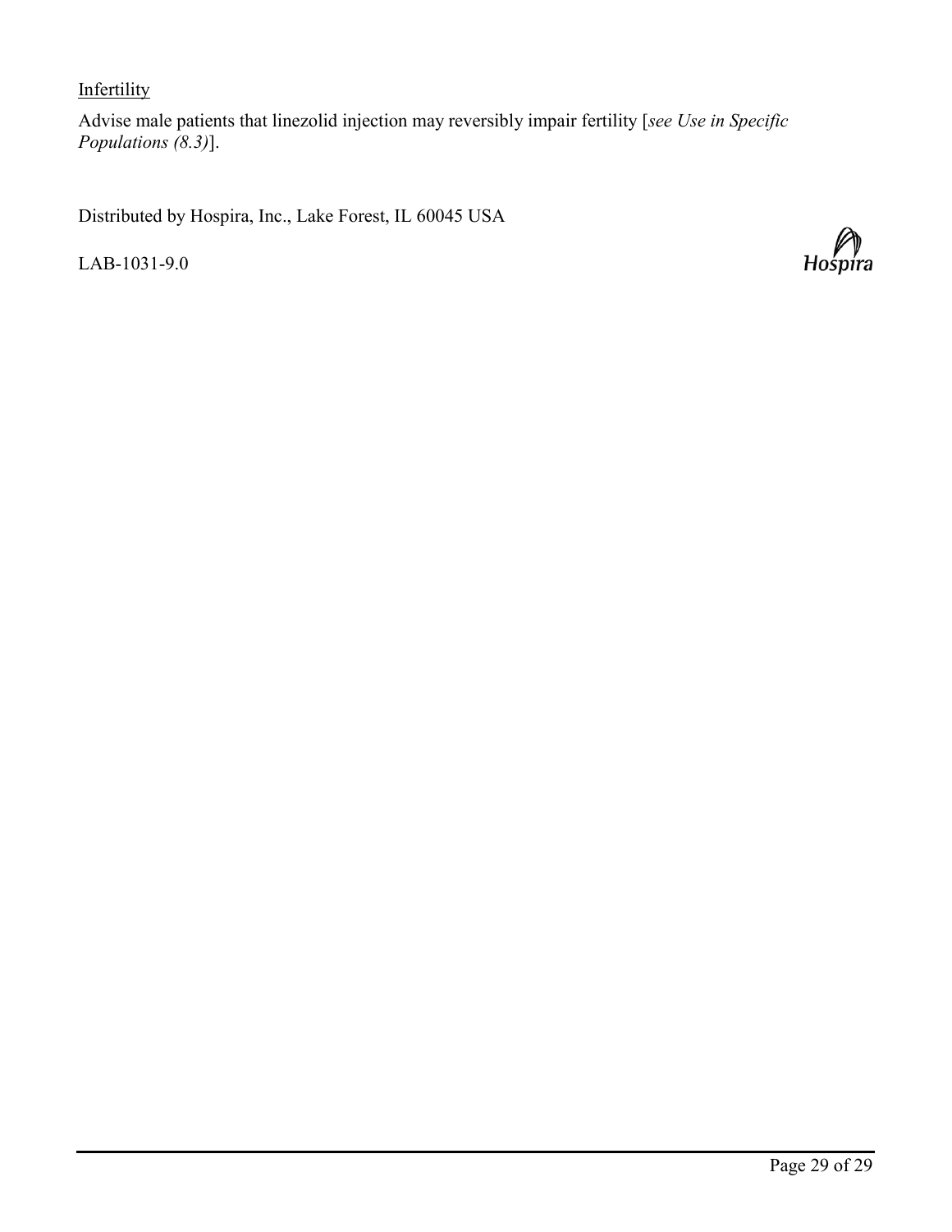Infertility

Advise male patients that linezolid injection may reversibly impair fertility [*see Use in Specific Populations (8.3)*].

Distributed by Hospira, Inc., Lake Forest, IL 60045 USA

LAB-1031-9.0

Hospira